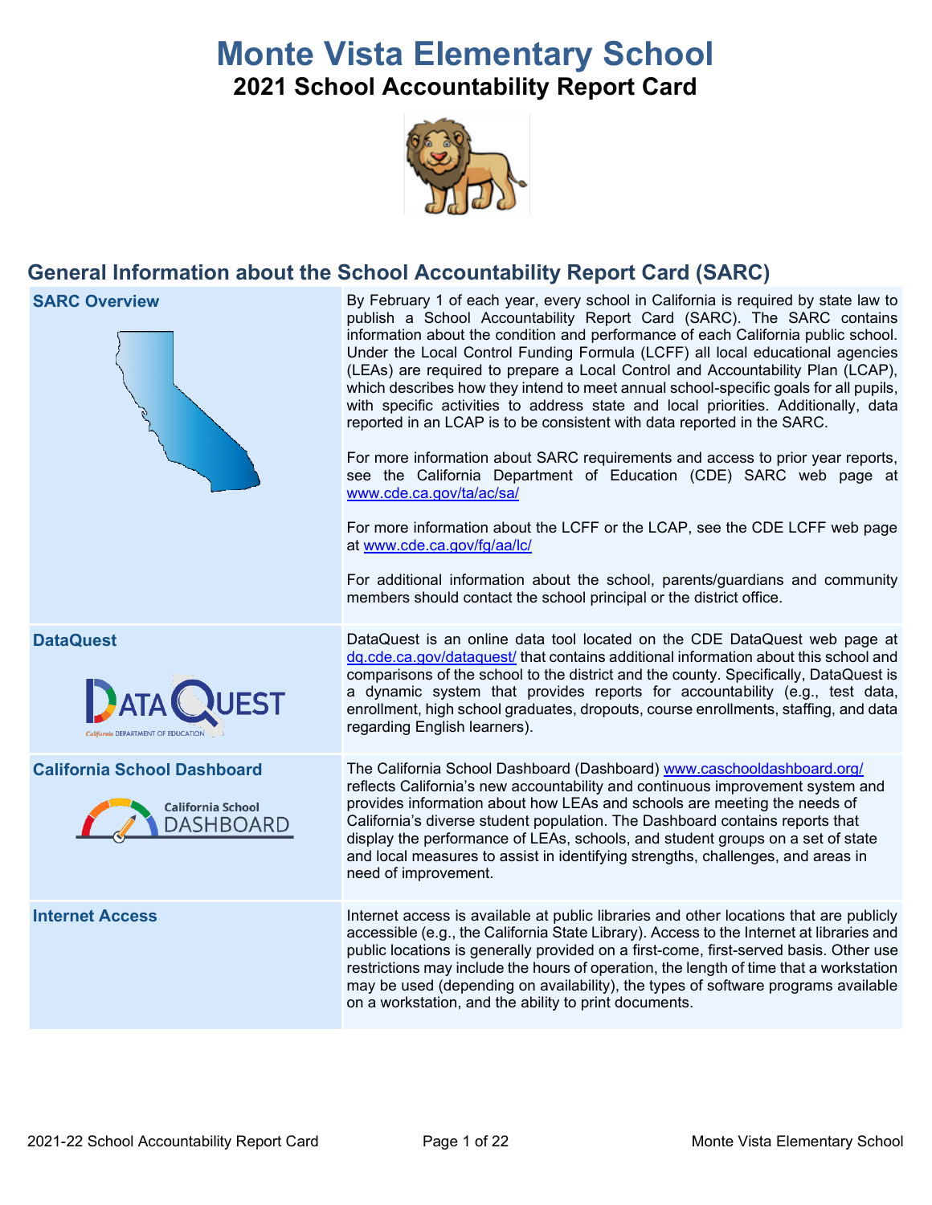# Monte Vista Elementary School

## 2021 School Accountability Report Card

## General Information about the School Accountability Report Card (SARC)

| | |
|---|---|
| **SARC Overview** | By February 1 of each year, every school in California is required by state law to publish a School Accountability Report Card (SARC). The SARC contains information about the condition and performance of each California public school. Under the Local Control Funding Formula (LCFF) all local educational agencies (LEAs) are required to prepare a Local Control and Accountability Plan (LCAP), which describes how they intend to meet annual school-specific goals for all pupils, with specific activities to address state and local priorities. Additionally, data reported in an LCAP is to be consistent with data reported in the SARC.<br><br>For more information about SARC requirements and access to prior year reports, see the California Department of Education (CDE) SARC web page at www.cde.ca.gov/ta/ac/sa/<br><br>For more information about the LCFF or the LCAP, see the CDE LCFF web page at www.cde.ca.gov/fg/aa/lc/<br><br>For additional information about the school, parents/guardians and community members should contact the school principal or the district office. |
| **DataQuest** | DataQuest is an online data tool located on the CDE DataQuest web page at dq.cde.ca.gov/dataquest/ that contains additional information about this school and comparisons of the school to the district and the county. Specifically, DataQuest is a dynamic system that provides reports for accountability (e.g., test data, enrollment, high school graduates, dropouts, course enrollments, staffing, and data regarding English learners). |
| **California School Dashboard** | The California School Dashboard (Dashboard) www.caschooldashboard.org/ reflects California's new accountability and continuous improvement system and provides information about how LEAs and schools are meeting the needs of California's diverse student population. The Dashboard contains reports that display the performance of LEAs, schools, and student groups on a set of state and local measures to assist in identifying strengths, challenges, and areas in need of improvement. |
| **Internet Access** | Internet access is available at public libraries and other locations that are publicly accessible (e.g., the California State Library). Access to the Internet at libraries and public locations is generally provided on a first-come, first-served basis. Other use restrictions may include the hours of operation, the length of time that a workstation may be used (depending on availability), the types of software programs available on a workstation, and the ability to print documents. |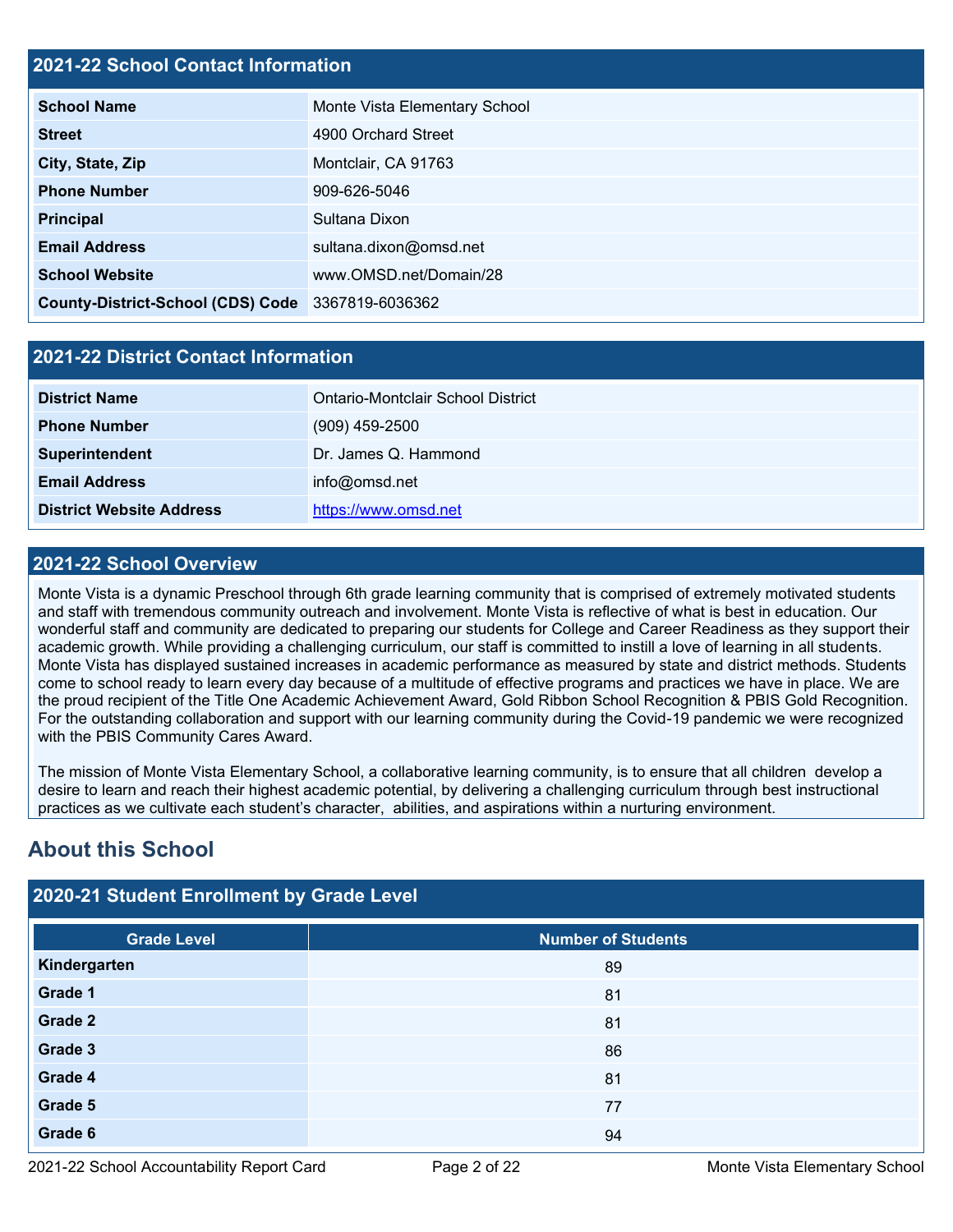## 2021-22 School Contact Information

| | |
|---|---|
| **School Name** | Monte Vista Elementary School |
| **Street** | 4900 Orchard Street |
| **City, State, Zip** | Montclair, CA 91763 |
| **Phone Number** | 909-626-5046 |
| **Principal** | Sultana Dixon |
| **Email Address** | sultana.dixon@omsd.net |
| **School Website** | www.OMSD.net/Domain/28 |
| **County-District-School (CDS) Code** | 3367819-6036362 |

## 2021-22 District Contact Information

| | |
|---|---|
| **District Name** | Ontario-Montclair School District |
| **Phone Number** | (909) 459-2500 |
| **Superintendent** | Dr. James Q. Hammond |
| **Email Address** | info@omsd.net |
| **District Website Address** | https://www.omsd.net |

## 2021-22 School Overview

Monte Vista is a dynamic Preschool through 6th grade learning community that is comprised of extremely motivated students and staff with tremendous community outreach and involvement. Monte Vista is reflective of what is best in education. Our wonderful staff and community are dedicated to preparing our students for College and Career Readiness as they support their academic growth. While providing a challenging curriculum, our staff is committed to instill a love of learning in all students. Monte Vista has displayed sustained increases in academic performance as measured by state and district methods. Students come to school ready to learn every day because of a multitude of effective programs and practices we have in place. We are the proud recipient of the Title One Academic Achievement Award, Gold Ribbon School Recognition & PBIS Gold Recognition. For the outstanding collaboration and support with our learning community during the Covid-19 pandemic we were recognized with the PBIS Community Cares Award.

The mission of Monte Vista Elementary School, a collaborative learning community, is to ensure that all children develop a desire to learn and reach their highest academic potential, by delivering a challenging curriculum through best instructional practices as we cultivate each student's character, abilities, and aspirations within a nurturing environment.

# About this School

## 2020-21 Student Enrollment by Grade Level

| Grade Level | Number of Students |
|---|---|
| **Kindergarten** | 89 |
| **Grade 1** | 81 |
| **Grade 2** | 81 |
| **Grade 3** | 86 |
| **Grade 4** | 81 |
| **Grade 5** | 77 |
| **Grade 6** | 94 |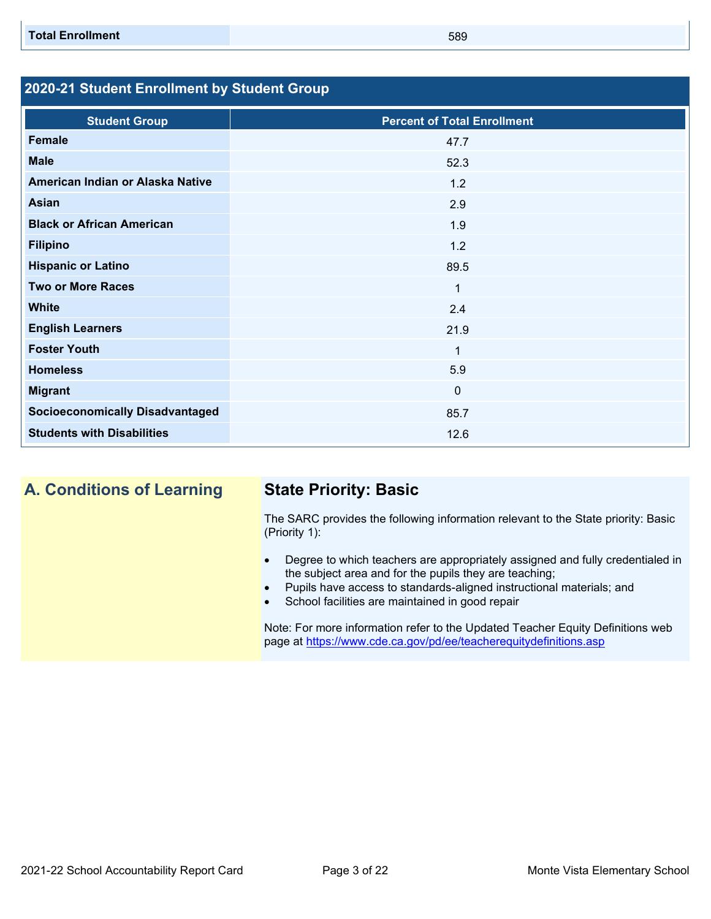| Total Enrollment | 589 |
|---|---|

## 2020-21 Student Enrollment by Student Group

| Student Group | Percent of Total Enrollment |
|---|---|
| Female | 47.7 |
| Male | 52.3 |
| American Indian or Alaska Native | 1.2 |
| Asian | 2.9 |
| Black or African American | 1.9 |
| Filipino | 1.2 |
| Hispanic or Latino | 89.5 |
| Two or More Races | 1 |
| White | 2.4 |
| English Learners | 21.9 |
| Foster Youth | 1 |
| Homeless | 5.9 |
| Migrant | 0 |
| Socioeconomically Disadvantaged | 85.7 |
| Students with Disabilities | 12.6 |

## A. Conditions of Learning

### State Priority: Basic

The SARC provides the following information relevant to the State priority: Basic (Priority 1):

- Degree to which teachers are appropriately assigned and fully credentialed in the subject area and for the pupils they are teaching;
- Pupils have access to standards-aligned instructional materials; and
- School facilities are maintained in good repair

Note: For more information refer to the Updated Teacher Equity Definitions web page at https://www.cde.ca.gov/pd/ee/teacherequitydefinitions.asp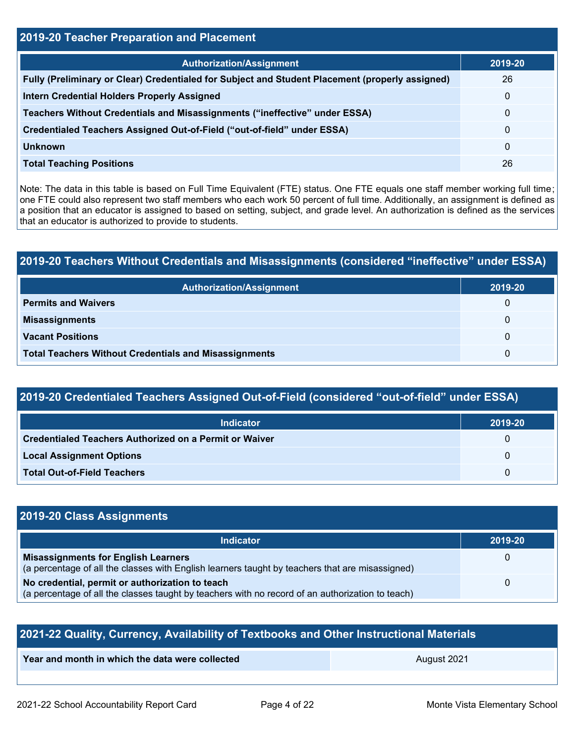## 2019-20 Teacher Preparation and Placement

| Authorization/Assignment | 2019-20 |
| --- | --- |
| Fully (Preliminary or Clear) Credentialed for Subject and Student Placement (properly assigned) | 26 |
| Intern Credential Holders Properly Assigned | 0 |
| Teachers Without Credentials and Misassignments (“ineffective” under ESSA) | 0 |
| Credentialed Teachers Assigned Out-of-Field (“out-of-field” under ESSA) | 0 |
| Unknown | 0 |
| Total Teaching Positions | 26 |

Note: The data in this table is based on Full Time Equivalent (FTE) status. One FTE equals one staff member working full time; one FTE could also represent two staff members who each work 50 percent of full time. Additionally, an assignment is defined as a position that an educator is assigned to based on setting, subject, and grade level. An authorization is defined as the services that an educator is authorized to provide to students.

## 2019-20 Teachers Without Credentials and Misassignments (considered “ineffective” under ESSA)

| Authorization/Assignment | 2019-20 |
| --- | --- |
| Permits and Waivers | 0 |
| Misassignments | 0 |
| Vacant Positions | 0 |
| Total Teachers Without Credentials and Misassignments | 0 |

## 2019-20 Credentialed Teachers Assigned Out-of-Field (considered “out-of-field” under ESSA)

| Indicator | 2019-20 |
| --- | --- |
| Credentialed Teachers Authorized on a Permit or Waiver | 0 |
| Local Assignment Options | 0 |
| Total Out-of-Field Teachers | 0 |

## 2019-20 Class Assignments

| Indicator | 2019-20 |
| --- | --- |
| **Misassignments for English Learners** (a percentage of all the classes with English learners taught by teachers that are misassigned) | 0 |
| **No credential, permit or authorization to teach** (a percentage of all the classes taught by teachers with no record of an authorization to teach) | 0 |

## 2021-22 Quality, Currency, Availability of Textbooks and Other Instructional Materials

| Year and month in which the data were collected | August 2021 |
| --- | --- |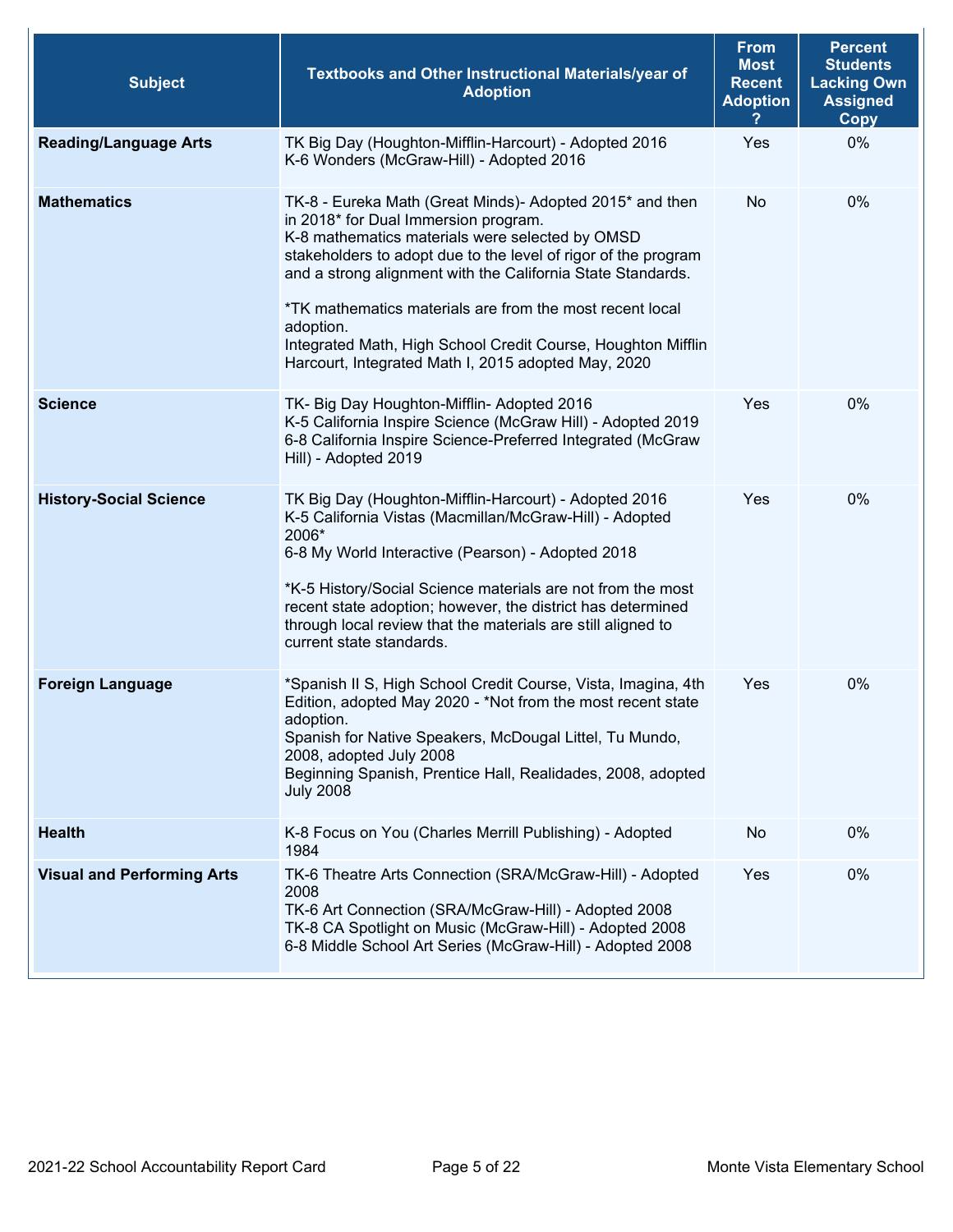| Subject | Textbooks and Other Instructional Materials/year of Adoption | From Most Recent Adoption ? | Percent Students Lacking Own Assigned Copy |
|---|---|---|---|
| **Reading/Language Arts** | TK Big Day (Houghton-Mifflin-Harcourt) - Adopted 2016<br>K-6 Wonders (McGraw-Hill) - Adopted 2016 | Yes | 0% |
| **Mathematics** | TK-8 - Eureka Math (Great Minds)- Adopted 2015* and then in 2018* for Dual Immersion program.<br>K-8 mathematics materials were selected by OMSD stakeholders to adopt due to the level of rigor of the program and a strong alignment with the California State Standards.<br><br>*TK mathematics materials are from the most recent local adoption.<br>Integrated Math, High School Credit Course, Houghton Mifflin Harcourt, Integrated Math I, 2015 adopted May, 2020 | No | 0% |
| **Science** | TK- Big Day Houghton-Mifflin- Adopted 2016<br>K-5 California Inspire Science (McGraw Hill) - Adopted 2019<br>6-8 California Inspire Science-Preferred Integrated (McGraw Hill) - Adopted 2019 | Yes | 0% |
| **History-Social Science** | TK Big Day (Houghton-Mifflin-Harcourt) - Adopted 2016<br>K-5 California Vistas (Macmillan/McGraw-Hill) - Adopted 2006*<br>6-8 My World Interactive (Pearson) - Adopted 2018<br><br>*K-5 History/Social Science materials are not from the most recent state adoption; however, the district has determined through local review that the materials are still aligned to current state standards. | Yes | 0% |
| **Foreign Language** | *Spanish II S, High School Credit Course, Vista, Imagina, 4th Edition, adopted May 2020 - *Not from the most recent state adoption.<br>Spanish for Native Speakers, McDougal Littel, Tu Mundo, 2008, adopted July 2008<br>Beginning Spanish, Prentice Hall, Realidades, 2008, adopted July 2008 | Yes | 0% |
| **Health** | K-8 Focus on You (Charles Merrill Publishing) - Adopted 1984 | No | 0% |
| **Visual and Performing Arts** | TK-6 Theatre Arts Connection (SRA/McGraw-Hill) - Adopted 2008<br>TK-6 Art Connection (SRA/McGraw-Hill) - Adopted 2008<br>TK-8 CA Spotlight on Music (McGraw-Hill) - Adopted 2008<br>6-8 Middle School Art Series (McGraw-Hill) - Adopted 2008 | Yes | 0% |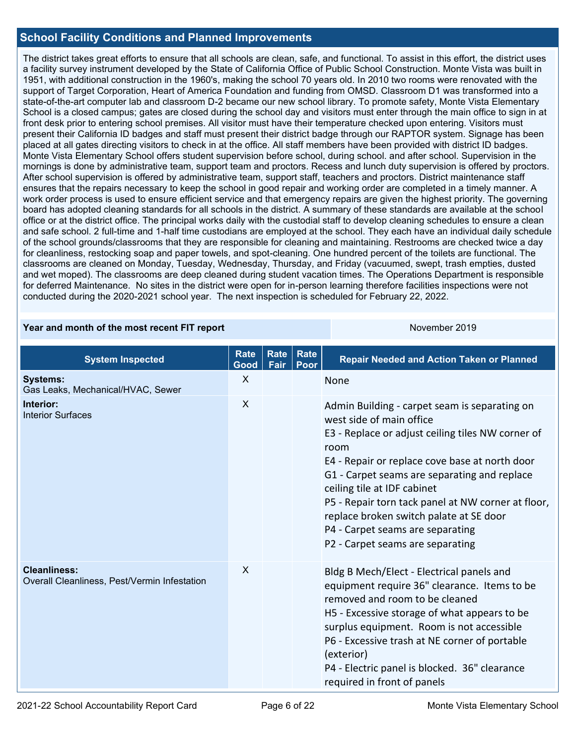## School Facility Conditions and Planned Improvements

The district takes great efforts to ensure that all schools are clean, safe, and functional. To assist in this effort, the district uses a facility survey instrument developed by the State of California Office of Public School Construction. Monte Vista was built in 1951, with additional construction in the 1960's, making the school 70 years old. In 2010 two rooms were renovated with the support of Target Corporation, Heart of America Foundation and funding from OMSD. Classroom D1 was transformed into a state-of-the-art computer lab and classroom D-2 became our new school library. To promote safety, Monte Vista Elementary School is a closed campus; gates are closed during the school day and visitors must enter through the main office to sign in at front desk prior to entering school premises. All visitor must have their temperature checked upon entering. Visitors must present their California ID badges and staff must present their district badge through our RAPTOR system. Signage has been placed at all gates directing visitors to check in at the office. All staff members have been provided with district ID badges. Monte Vista Elementary School offers student supervision before school, during school. and after school. Supervision in the mornings is done by administrative team, support team and proctors. Recess and lunch duty supervision is offered by proctors. After school supervision is offered by administrative team, support staff, teachers and proctors. District maintenance staff ensures that the repairs necessary to keep the school in good repair and working order are completed in a timely manner. A work order process is used to ensure efficient service and that emergency repairs are given the highest priority. The governing board has adopted cleaning standards for all schools in the district. A summary of these standards are available at the school office or at the district office. The principal works daily with the custodial staff to develop cleaning schedules to ensure a clean and safe school. 2 full-time and 1-half time custodians are employed at the school. They each have an individual daily schedule of the school grounds/classrooms that they are responsible for cleaning and maintaining. Restrooms are checked twice a day for cleanliness, restocking soap and paper towels, and spot-cleaning. One hundred percent of the toilets are functional. The classrooms are cleaned on Monday, Tuesday, Wednesday, Thursday, and Friday (vacuumed, swept, trash empties, dusted and wet moped). The classrooms are deep cleaned during student vacation times. The Operations Department is responsible for deferred Maintenance. No sites in the district were open for in-person learning therefore facilities inspections were not conducted during the 2020-2021 school year. The next inspection is scheduled for February 22, 2022.

| Year and month of the most recent FIT report | November 2019 |
| --- | --- |

| System Inspected | Rate Good | Rate Fair | Rate Poor | Repair Needed and Action Taken or Planned |
| --- | --- | --- | --- | --- |
| **Systems:** Gas Leaks, Mechanical/HVAC, Sewer | X | | | None |
| **Interior:** Interior Surfaces | X | | | Admin Building - carpet seam is separating on west side of main office<br>E3 - Replace or adjust ceiling tiles NW corner of room<br>E4 - Repair or replace cove base at north door<br>G1 - Carpet seams are separating and replace ceiling tile at IDF cabinet<br>P5 - Repair torn tack panel at NW corner at floor, replace broken switch palate at SE door<br>P4 - Carpet seams are separating<br>P2 - Carpet seams are separating |
| **Cleanliness:** Overall Cleanliness, Pest/Vermin Infestation | X | | | Bldg B Mech/Elect - Electrical panels and equipment require 36" clearance. Items to be removed and room to be cleaned<br>H5 - Excessive storage of what appears to be surplus equipment. Room is not accessible<br>P6 - Excessive trash at NE corner of portable (exterior)<br>P4 - Electric panel is blocked. 36" clearance required in front of panels |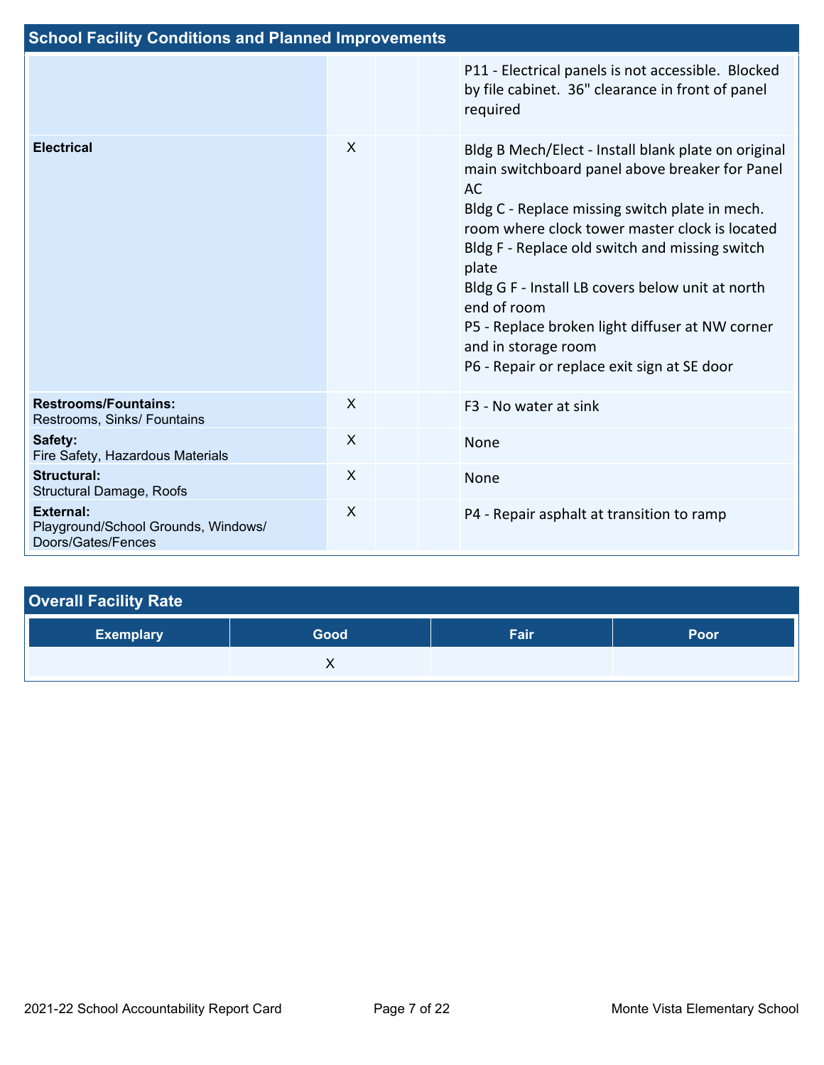## School Facility Conditions and Planned Improvements

| | | | | |
|---|---|---|---|---|
| | | | | P11 - Electrical panels is not accessible. Blocked by file cabinet. 36" clearance in front of panel required |
| **Electrical** | X | | | Bldg B Mech/Elect - Install blank plate on original main switchboard panel above breaker for Panel AC<br>Bldg C - Replace missing switch plate in mech. room where clock tower master clock is located<br>Bldg F - Replace old switch and missing switch plate<br>Bldg G F - Install LB covers below unit at north end of room<br>P5 - Replace broken light diffuser at NW corner and in storage room<br>P6 - Repair or replace exit sign at SE door |
| **Restrooms/Fountains:** Restrooms, Sinks/ Fountains | X | | | F3 - No water at sink |
| **Safety:** Fire Safety, Hazardous Materials | X | | | None |
| **Structural:** Structural Damage, Roofs | X | | | None |
| **External:** Playground/School Grounds, Windows/ Doors/Gates/Fences | X | | | P4 - Repair asphalt at transition to ramp |

## Overall Facility Rate

| Exemplary | Good | Fair | Poor |
|---|---|---|---|
| | X | | |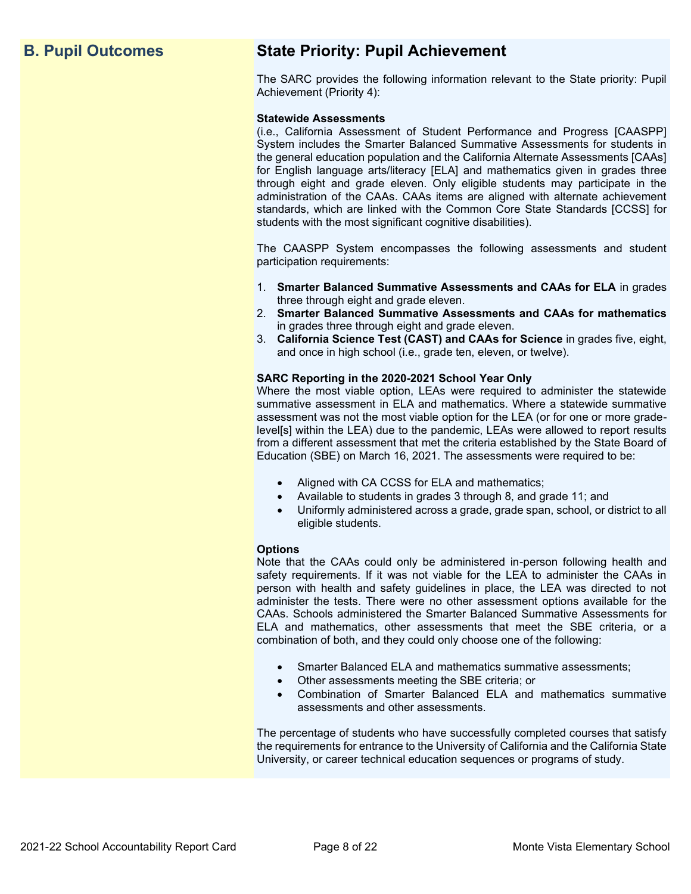## B. Pupil Outcomes

## State Priority: Pupil Achievement

The SARC provides the following information relevant to the State priority: Pupil Achievement (Priority 4):

**Statewide Assessments**
(i.e., California Assessment of Student Performance and Progress [CAASPP] System includes the Smarter Balanced Summative Assessments for students in the general education population and the California Alternate Assessments [CAAs] for English language arts/literacy [ELA] and mathematics given in grades three through eight and grade eleven. Only eligible students may participate in the administration of the CAAs. CAAs items are aligned with alternate achievement standards, which are linked with the Common Core State Standards [CCSS] for students with the most significant cognitive disabilities).

The CAASPP System encompasses the following assessments and student participation requirements:

1. **Smarter Balanced Summative Assessments and CAAs for ELA** in grades three through eight and grade eleven.
2. **Smarter Balanced Summative Assessments and CAAs for mathematics** in grades three through eight and grade eleven.
3. **California Science Test (CAST) and CAAs for Science** in grades five, eight, and once in high school (i.e., grade ten, eleven, or twelve).

**SARC Reporting in the 2020-2021 School Year Only**
Where the most viable option, LEAs were required to administer the statewide summative assessment in ELA and mathematics. Where a statewide summative assessment was not the most viable option for the LEA (or for one or more grade-level[s] within the LEA) due to the pandemic, LEAs were allowed to report results from a different assessment that met the criteria established by the State Board of Education (SBE) on March 16, 2021. The assessments were required to be:

- Aligned with CA CCSS for ELA and mathematics;
- Available to students in grades 3 through 8, and grade 11; and
- Uniformly administered across a grade, grade span, school, or district to all eligible students.

**Options**
Note that the CAAs could only be administered in-person following health and safety requirements. If it was not viable for the LEA to administer the CAAs in person with health and safety guidelines in place, the LEA was directed to not administer the tests. There were no other assessment options available for the CAAs. Schools administered the Smarter Balanced Summative Assessments for ELA and mathematics, other assessments that meet the SBE criteria, or a combination of both, and they could only choose one of the following:

- Smarter Balanced ELA and mathematics summative assessments;
- Other assessments meeting the SBE criteria; or
- Combination of Smarter Balanced ELA and mathematics summative assessments and other assessments.

The percentage of students who have successfully completed courses that satisfy the requirements for entrance to the University of California and the California State University, or career technical education sequences or programs of study.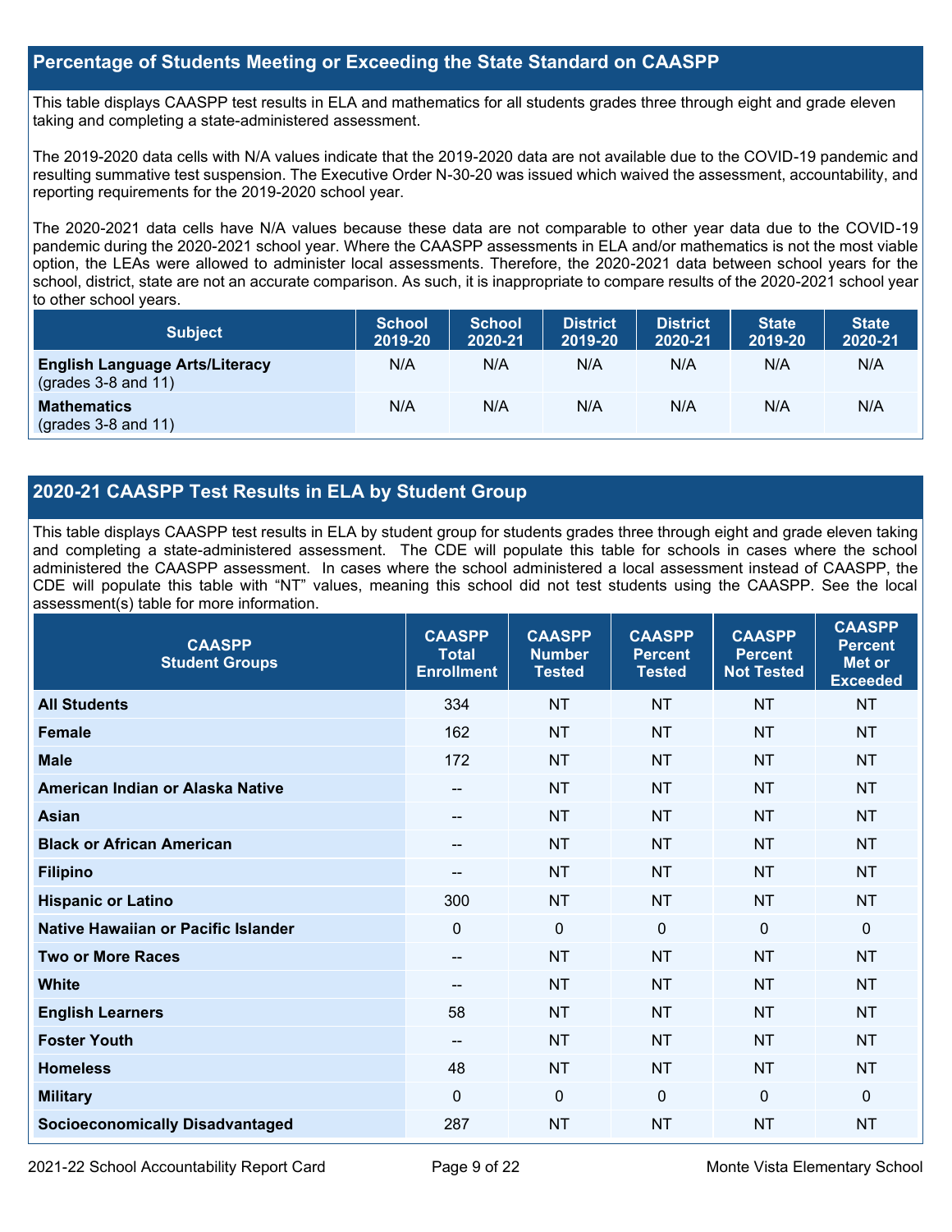## Percentage of Students Meeting or Exceeding the State Standard on CAASPP

This table displays CAASPP test results in ELA and mathematics for all students grades three through eight and grade eleven taking and completing a state-administered assessment.

The 2019-2020 data cells with N/A values indicate that the 2019-2020 data are not available due to the COVID-19 pandemic and resulting summative test suspension. The Executive Order N-30-20 was issued which waived the assessment, accountability, and reporting requirements for the 2019-2020 school year.

The 2020-2021 data cells have N/A values because these data are not comparable to other year data due to the COVID-19 pandemic during the 2020-2021 school year. Where the CAASPP assessments in ELA and/or mathematics is not the most viable option, the LEAs were allowed to administer local assessments. Therefore, the 2020-2021 data between school years for the school, district, state are not an accurate comparison. As such, it is inappropriate to compare results of the 2020-2021 school year to other school years.

| Subject | School 2019-20 | School 2020-21 | District 2019-20 | District 2020-21 | State 2019-20 | State 2020-21 |
|---|---|---|---|---|---|---|
| **English Language Arts/Literacy** (grades 3-8 and 11) | N/A | N/A | N/A | N/A | N/A | N/A |
| **Mathematics** (grades 3-8 and 11) | N/A | N/A | N/A | N/A | N/A | N/A |

## 2020-21 CAASPP Test Results in ELA by Student Group

This table displays CAASPP test results in ELA by student group for students grades three through eight and grade eleven taking and completing a state-administered assessment. The CDE will populate this table for schools in cases where the school administered the CAASPP assessment. In cases where the school administered a local assessment instead of CAASPP, the CDE will populate this table with "NT" values, meaning this school did not test students using the CAASPP. See the local assessment(s) table for more information.

| CAASPP Student Groups | CAASPP Total Enrollment | CAASPP Number Tested | CAASPP Percent Tested | CAASPP Percent Not Tested | CAASPP Percent Met or Exceeded |
|---|---|---|---|---|---|
| **All Students** | 334 | NT | NT | NT | NT |
| **Female** | 162 | NT | NT | NT | NT |
| **Male** | 172 | NT | NT | NT | NT |
| **American Indian or Alaska Native** | -- | NT | NT | NT | NT |
| **Asian** | -- | NT | NT | NT | NT |
| **Black or African American** | -- | NT | NT | NT | NT |
| **Filipino** | -- | NT | NT | NT | NT |
| **Hispanic or Latino** | 300 | NT | NT | NT | NT |
| **Native Hawaiian or Pacific Islander** | 0 | 0 | 0 | 0 | 0 |
| **Two or More Races** | -- | NT | NT | NT | NT |
| **White** | -- | NT | NT | NT | NT |
| **English Learners** | 58 | NT | NT | NT | NT |
| **Foster Youth** | -- | NT | NT | NT | NT |
| **Homeless** | 48 | NT | NT | NT | NT |
| **Military** | 0 | 0 | 0 | 0 | 0 |
| **Socioeconomically Disadvantaged** | 287 | NT | NT | NT | NT |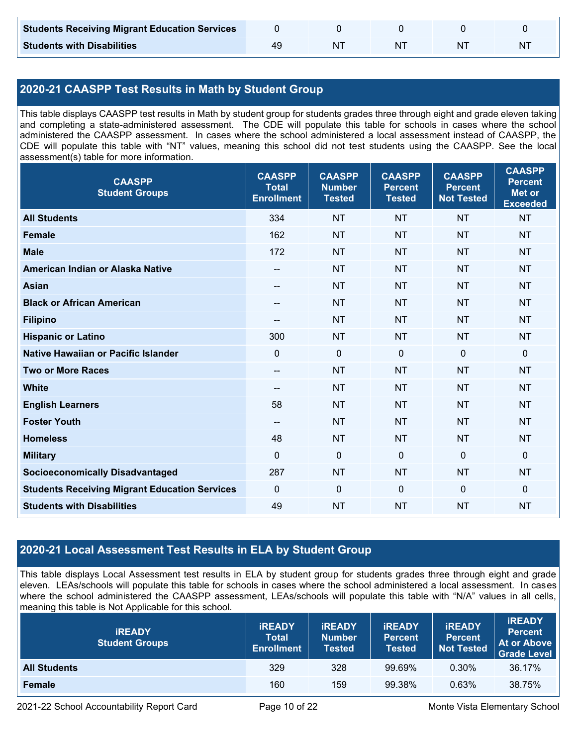| | | | | | |
|---|---|---|---|---|---|
| **Students Receiving Migrant Education Services** | 0 | 0 | 0 | 0 | 0 |
| **Students with Disabilities** | 49 | NT | NT | NT | NT |

## 2020-21 CAASPP Test Results in Math by Student Group

This table displays CAASPP test results in Math by student group for students grades three through eight and grade eleven taking and completing a state-administered assessment. The CDE will populate this table for schools in cases where the school administered the CAASPP assessment. In cases where the school administered a local assessment instead of CAASPP, the CDE will populate this table with "NT" values, meaning this school did not test students using the CAASPP. See the local assessment(s) table for more information.

| CAASPP Student Groups | CAASPP Total Enrollment | CAASPP Number Tested | CAASPP Percent Tested | CAASPP Percent Not Tested | CAASPP Percent Met or Exceeded |
|---|---|---|---|---|---|
| **All Students** | 334 | NT | NT | NT | NT |
| **Female** | 162 | NT | NT | NT | NT |
| **Male** | 172 | NT | NT | NT | NT |
| **American Indian or Alaska Native** | -- | NT | NT | NT | NT |
| **Asian** | -- | NT | NT | NT | NT |
| **Black or African American** | -- | NT | NT | NT | NT |
| **Filipino** | -- | NT | NT | NT | NT |
| **Hispanic or Latino** | 300 | NT | NT | NT | NT |
| **Native Hawaiian or Pacific Islander** | 0 | 0 | 0 | 0 | 0 |
| **Two or More Races** | -- | NT | NT | NT | NT |
| **White** | -- | NT | NT | NT | NT |
| **English Learners** | 58 | NT | NT | NT | NT |
| **Foster Youth** | -- | NT | NT | NT | NT |
| **Homeless** | 48 | NT | NT | NT | NT |
| **Military** | 0 | 0 | 0 | 0 | 0 |
| **Socioeconomically Disadvantaged** | 287 | NT | NT | NT | NT |
| **Students Receiving Migrant Education Services** | 0 | 0 | 0 | 0 | 0 |
| **Students with Disabilities** | 49 | NT | NT | NT | NT |

## 2020-21 Local Assessment Test Results in ELA by Student Group

This table displays Local Assessment test results in ELA by student group for students grades three through eight and grade eleven. LEAs/schools will populate this table for schools in cases where the school administered a local assessment. In cases where the school administered the CAASPP assessment, LEAs/schools will populate this table with "N/A" values in all cells, meaning this table is Not Applicable for this school.

| iREADY Student Groups | iREADY Total Enrollment | iREADY Number Tested | iREADY Percent Tested | iREADY Percent Not Tested | iREADY Percent At or Above Grade Level |
|---|---|---|---|---|---|
| **All Students** | 329 | 328 | 99.69% | 0.30% | 36.17% |
| **Female** | 160 | 159 | 99.38% | 0.63% | 38.75% |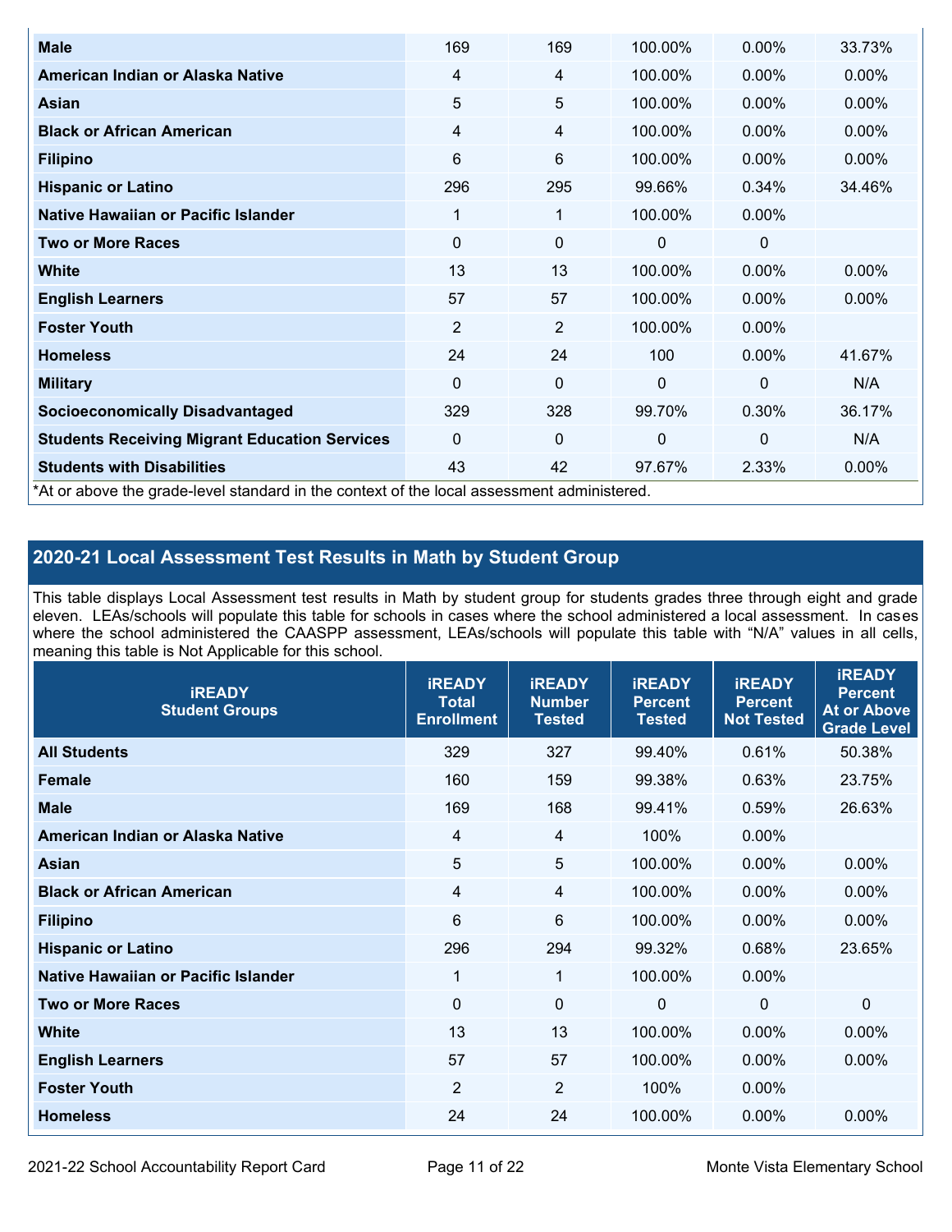| | | | | | |
|---|---|---|---|---|---|
| **Male** | 169 | 169 | 100.00% | 0.00% | 33.73% |
| **American Indian or Alaska Native** | 4 | 4 | 100.00% | 0.00% | 0.00% |
| **Asian** | 5 | 5 | 100.00% | 0.00% | 0.00% |
| **Black or African American** | 4 | 4 | 100.00% | 0.00% | 0.00% |
| **Filipino** | 6 | 6 | 100.00% | 0.00% | 0.00% |
| **Hispanic or Latino** | 296 | 295 | 99.66% | 0.34% | 34.46% |
| **Native Hawaiian or Pacific Islander** | 1 | 1 | 100.00% | 0.00% | |
| **Two or More Races** | 0 | 0 | 0 | 0 | |
| **White** | 13 | 13 | 100.00% | 0.00% | 0.00% |
| **English Learners** | 57 | 57 | 100.00% | 0.00% | 0.00% |
| **Foster Youth** | 2 | 2 | 100.00% | 0.00% | |
| **Homeless** | 24 | 24 | 100 | 0.00% | 41.67% |
| **Military** | 0 | 0 | 0 | 0 | N/A |
| **Socioeconomically Disadvantaged** | 329 | 328 | 99.70% | 0.30% | 36.17% |
| **Students Receiving Migrant Education Services** | 0 | 0 | 0 | 0 | N/A |
| **Students with Disabilities** | 43 | 42 | 97.67% | 2.33% | 0.00% |

*At or above the grade-level standard in the context of the local assessment administered.

## 2020-21 Local Assessment Test Results in Math by Student Group

This table displays Local Assessment test results in Math by student group for students grades three through eight and grade eleven. LEAs/schools will populate this table for schools in cases where the school administered a local assessment. In cases where the school administered the CAASPP assessment, LEAs/schools will populate this table with "N/A" values in all cells, meaning this table is Not Applicable for this school.

| iREADY Student Groups | iREADY Total Enrollment | iREADY Number Tested | iREADY Percent Tested | iREADY Percent Not Tested | iREADY Percent At or Above Grade Level |
|---|---|---|---|---|---|
| **All Students** | 329 | 327 | 99.40% | 0.61% | 50.38% |
| **Female** | 160 | 159 | 99.38% | 0.63% | 23.75% |
| **Male** | 169 | 168 | 99.41% | 0.59% | 26.63% |
| **American Indian or Alaska Native** | 4 | 4 | 100% | 0.00% | |
| **Asian** | 5 | 5 | 100.00% | 0.00% | 0.00% |
| **Black or African American** | 4 | 4 | 100.00% | 0.00% | 0.00% |
| **Filipino** | 6 | 6 | 100.00% | 0.00% | 0.00% |
| **Hispanic or Latino** | 296 | 294 | 99.32% | 0.68% | 23.65% |
| **Native Hawaiian or Pacific Islander** | 1 | 1 | 100.00% | 0.00% | |
| **Two or More Races** | 0 | 0 | 0 | 0 | 0 |
| **White** | 13 | 13 | 100.00% | 0.00% | 0.00% |
| **English Learners** | 57 | 57 | 100.00% | 0.00% | 0.00% |
| **Foster Youth** | 2 | 2 | 100% | 0.00% | |
| **Homeless** | 24 | 24 | 100.00% | 0.00% | 0.00% |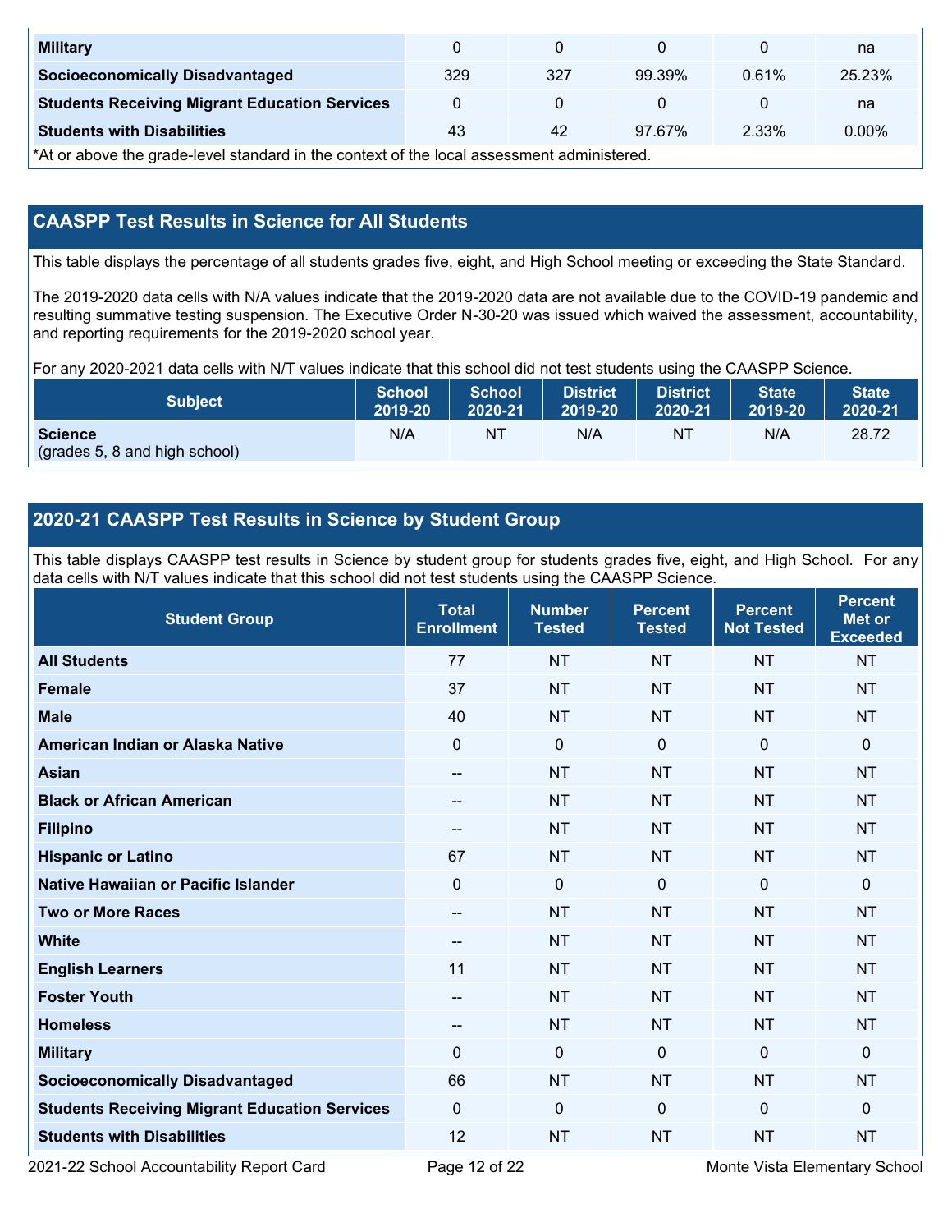| Student Group | Total Enrollment | Number Tested | Percent Tested | Percent Not Tested | Percent Met or Exceeded |
|---|---|---|---|---|---|
| **Military** | 0 | 0 | 0 | 0 | na |
| **Socioeconomically Disadvantaged** | 329 | 327 | 99.39% | 0.61% | 25.23% |
| **Students Receiving Migrant Education Services** | 0 | 0 | 0 | 0 | na |
| **Students with Disabilities** | 43 | 42 | 97.67% | 2.33% | 0.00% |

*At or above the grade-level standard in the context of the local assessment administered.

## CAASPP Test Results in Science for All Students

This table displays the percentage of all students grades five, eight, and High School meeting or exceeding the State Standard.

The 2019-2020 data cells with N/A values indicate that the 2019-2020 data are not available due to the COVID-19 pandemic and resulting summative testing suspension. The Executive Order N-30-20 was issued which waived the assessment, accountability, and reporting requirements for the 2019-2020 school year.

For any 2020-2021 data cells with N/T values indicate that this school did not test students using the CAASPP Science.

| Subject | School 2019-20 | School 2020-21 | District 2019-20 | District 2020-21 | State 2019-20 | State 2020-21 |
|---|---|---|---|---|---|---|
| **Science** (grades 5, 8 and high school) | N/A | NT | N/A | NT | N/A | 28.72 |

## 2020-21 CAASPP Test Results in Science by Student Group

This table displays CAASPP test results in Science by student group for students grades five, eight, and High School. For any data cells with N/T values indicate that this school did not test students using the CAASPP Science.

| Student Group | Total Enrollment | Number Tested | Percent Tested | Percent Not Tested | Percent Met or Exceeded |
|---|---|---|---|---|---|
| **All Students** | 77 | NT | NT | NT | NT |
| **Female** | 37 | NT | NT | NT | NT |
| **Male** | 40 | NT | NT | NT | NT |
| **American Indian or Alaska Native** | 0 | 0 | 0 | 0 | 0 |
| **Asian** | -- | NT | NT | NT | NT |
| **Black or African American** | -- | NT | NT | NT | NT |
| **Filipino** | -- | NT | NT | NT | NT |
| **Hispanic or Latino** | 67 | NT | NT | NT | NT |
| **Native Hawaiian or Pacific Islander** | 0 | 0 | 0 | 0 | 0 |
| **Two or More Races** | -- | NT | NT | NT | NT |
| **White** | -- | NT | NT | NT | NT |
| **English Learners** | 11 | NT | NT | NT | NT |
| **Foster Youth** | -- | NT | NT | NT | NT |
| **Homeless** | -- | NT | NT | NT | NT |
| **Military** | 0 | 0 | 0 | 0 | 0 |
| **Socioeconomically Disadvantaged** | 66 | NT | NT | NT | NT |
| **Students Receiving Migrant Education Services** | 0 | 0 | 0 | 0 | 0 |
| **Students with Disabilities** | 12 | NT | NT | NT | NT |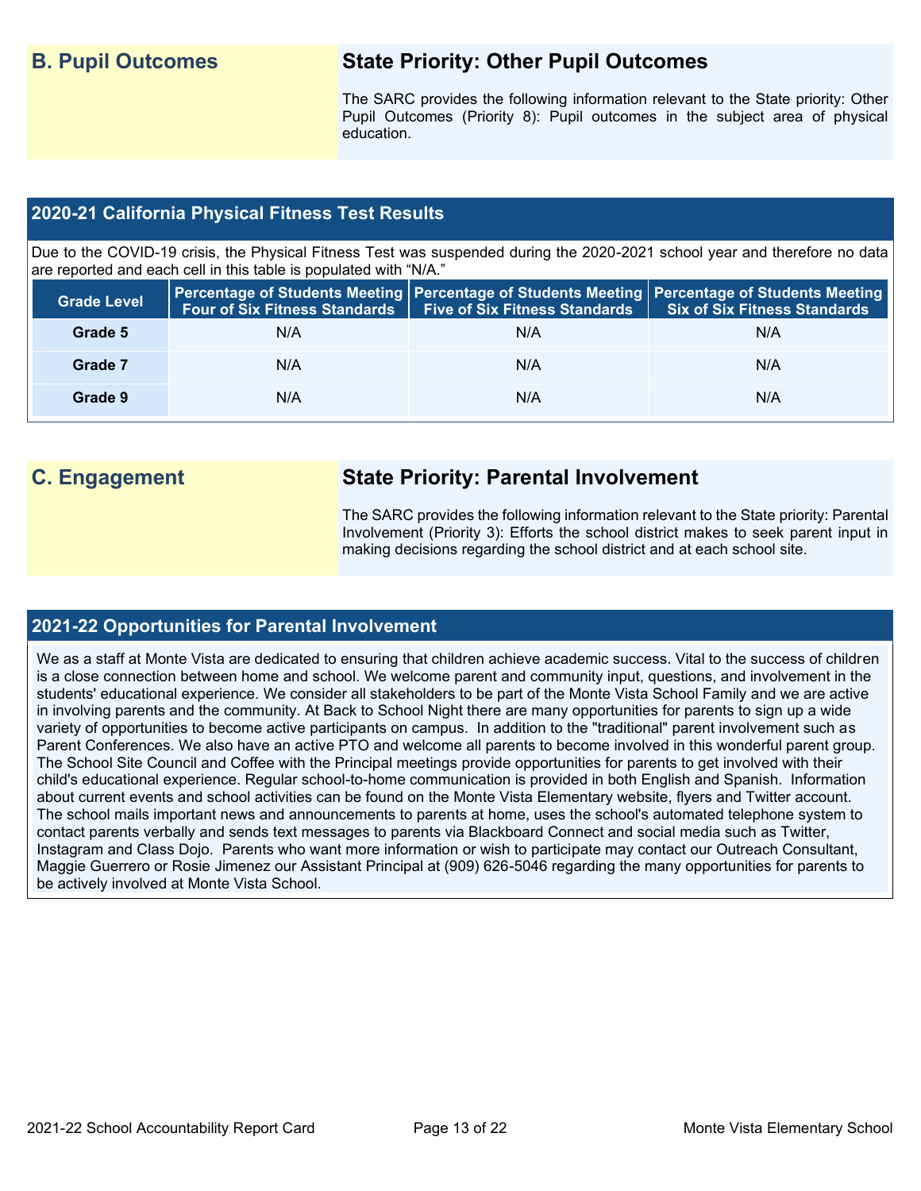## B. Pupil Outcomes

## State Priority: Other Pupil Outcomes

The SARC provides the following information relevant to the State priority: Other Pupil Outcomes (Priority 8): Pupil outcomes in the subject area of physical education.

### 2020-21 California Physical Fitness Test Results

Due to the COVID-19 crisis, the Physical Fitness Test was suspended during the 2020-2021 school year and therefore no data are reported and each cell in this table is populated with "N/A."

| Grade Level | Percentage of Students Meeting Four of Six Fitness Standards | Percentage of Students Meeting Five of Six Fitness Standards | Percentage of Students Meeting Six of Six Fitness Standards |
|---|---|---|---|
| Grade 5 | N/A | N/A | N/A |
| Grade 7 | N/A | N/A | N/A |
| Grade 9 | N/A | N/A | N/A |

## C. Engagement

## State Priority: Parental Involvement

The SARC provides the following information relevant to the State priority: Parental Involvement (Priority 3): Efforts the school district makes to seek parent input in making decisions regarding the school district and at each school site.

### 2021-22 Opportunities for Parental Involvement

We as a staff at Monte Vista are dedicated to ensuring that children achieve academic success. Vital to the success of children is a close connection between home and school. We welcome parent and community input, questions, and involvement in the students' educational experience. We consider all stakeholders to be part of the Monte Vista School Family and we are active in involving parents and the community. At Back to School Night there are many opportunities for parents to sign up a wide variety of opportunities to become active participants on campus. In addition to the "traditional" parent involvement such as Parent Conferences. We also have an active PTO and welcome all parents to become involved in this wonderful parent group. The School Site Council and Coffee with the Principal meetings provide opportunities for parents to get involved with their child's educational experience. Regular school-to-home communication is provided in both English and Spanish. Information about current events and school activities can be found on the Monte Vista Elementary website, flyers and Twitter account. The school mails important news and announcements to parents at home, uses the school's automated telephone system to contact parents verbally and sends text messages to parents via Blackboard Connect and social media such as Twitter, Instagram and Class Dojo. Parents who want more information or wish to participate may contact our Outreach Consultant, Maggie Guerrero or Rosie Jimenez our Assistant Principal at (909) 626-5046 regarding the many opportunities for parents to be actively involved at Monte Vista School.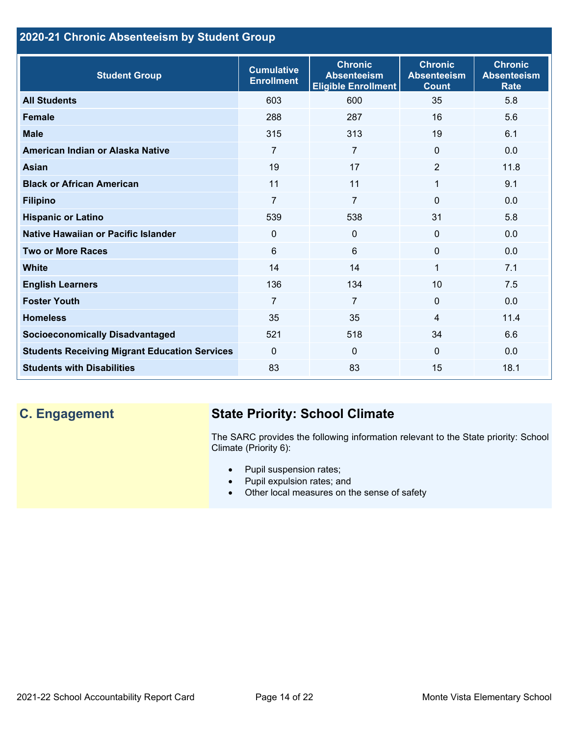## 2020-21 Chronic Absenteeism by Student Group

| Student Group | Cumulative Enrollment | Chronic Absenteeism Eligible Enrollment | Chronic Absenteeism Count | Chronic Absenteeism Rate |
|---|---|---|---|---|
| **All Students** | 603 | 600 | 35 | 5.8 |
| **Female** | 288 | 287 | 16 | 5.6 |
| **Male** | 315 | 313 | 19 | 6.1 |
| **American Indian or Alaska Native** | 7 | 7 | 0 | 0.0 |
| **Asian** | 19 | 17 | 2 | 11.8 |
| **Black or African American** | 11 | 11 | 1 | 9.1 |
| **Filipino** | 7 | 7 | 0 | 0.0 |
| **Hispanic or Latino** | 539 | 538 | 31 | 5.8 |
| **Native Hawaiian or Pacific Islander** | 0 | 0 | 0 | 0.0 |
| **Two or More Races** | 6 | 6 | 0 | 0.0 |
| **White** | 14 | 14 | 1 | 7.1 |
| **English Learners** | 136 | 134 | 10 | 7.5 |
| **Foster Youth** | 7 | 7 | 0 | 0.0 |
| **Homeless** | 35 | 35 | 4 | 11.4 |
| **Socioeconomically Disadvantaged** | 521 | 518 | 34 | 6.6 |
| **Students Receiving Migrant Education Services** | 0 | 0 | 0 | 0.0 |
| **Students with Disabilities** | 83 | 83 | 15 | 18.1 |

## C. Engagement

### State Priority: School Climate

The SARC provides the following information relevant to the State priority: School Climate (Priority 6):

- Pupil suspension rates;
- Pupil expulsion rates; and
- Other local measures on the sense of safety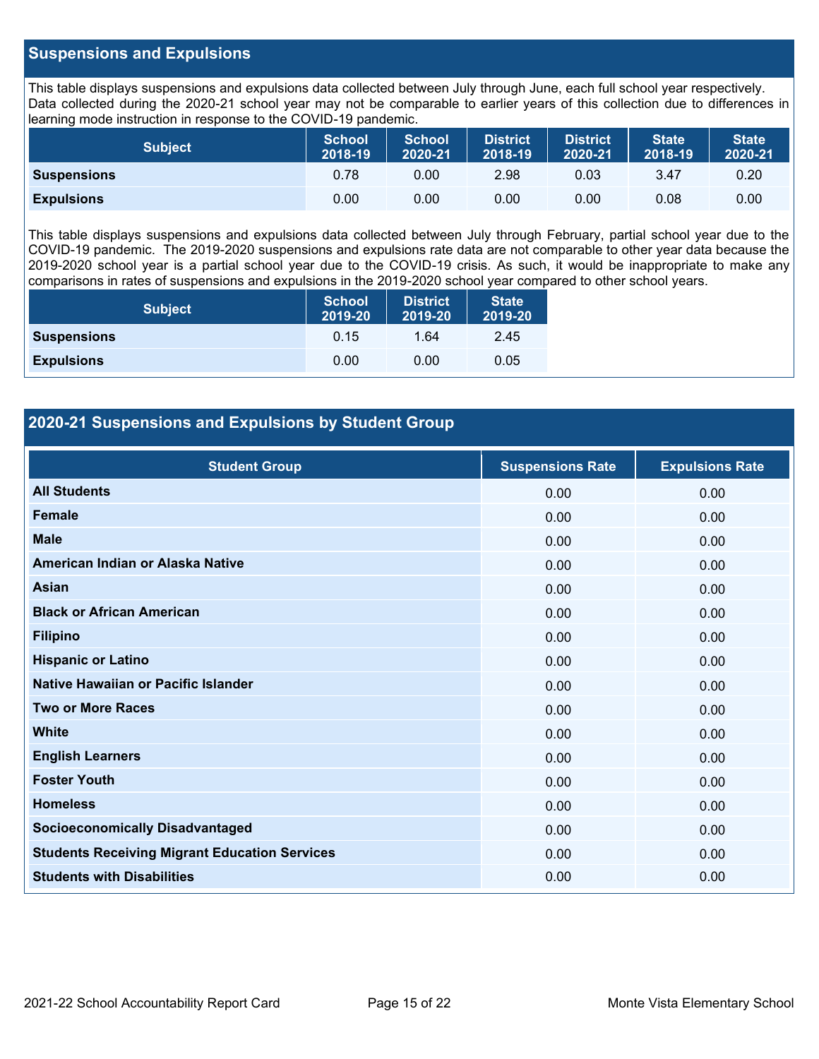## Suspensions and Expulsions

This table displays suspensions and expulsions data collected between July through June, each full school year respectively. Data collected during the 2020-21 school year may not be comparable to earlier years of this collection due to differences in learning mode instruction in response to the COVID-19 pandemic.

| Subject | School 2018-19 | School 2020-21 | District 2018-19 | District 2020-21 | State 2018-19 | State 2020-21 |
|---|---|---|---|---|---|---|
| **Suspensions** | 0.78 | 0.00 | 2.98 | 0.03 | 3.47 | 0.20 |
| **Expulsions** | 0.00 | 0.00 | 0.00 | 0.00 | 0.08 | 0.00 |

This table displays suspensions and expulsions data collected between July through February, partial school year due to the COVID-19 pandemic. The 2019-2020 suspensions and expulsions rate data are not comparable to other year data because the 2019-2020 school year is a partial school year due to the COVID-19 crisis. As such, it would be inappropriate to make any comparisons in rates of suspensions and expulsions in the 2019-2020 school year compared to other school years.

| Subject | School 2019-20 | District 2019-20 | State 2019-20 |
|---|---|---|---|
| **Suspensions** | 0.15 | 1.64 | 2.45 |
| **Expulsions** | 0.00 | 0.00 | 0.05 |

## 2020-21 Suspensions and Expulsions by Student Group

| Student Group | Suspensions Rate | Expulsions Rate |
|---|---|---|
| **All Students** | 0.00 | 0.00 |
| **Female** | 0.00 | 0.00 |
| **Male** | 0.00 | 0.00 |
| **American Indian or Alaska Native** | 0.00 | 0.00 |
| **Asian** | 0.00 | 0.00 |
| **Black or African American** | 0.00 | 0.00 |
| **Filipino** | 0.00 | 0.00 |
| **Hispanic or Latino** | 0.00 | 0.00 |
| **Native Hawaiian or Pacific Islander** | 0.00 | 0.00 |
| **Two or More Races** | 0.00 | 0.00 |
| **White** | 0.00 | 0.00 |
| **English Learners** | 0.00 | 0.00 |
| **Foster Youth** | 0.00 | 0.00 |
| **Homeless** | 0.00 | 0.00 |
| **Socioeconomically Disadvantaged** | 0.00 | 0.00 |
| **Students Receiving Migrant Education Services** | 0.00 | 0.00 |
| **Students with Disabilities** | 0.00 | 0.00 |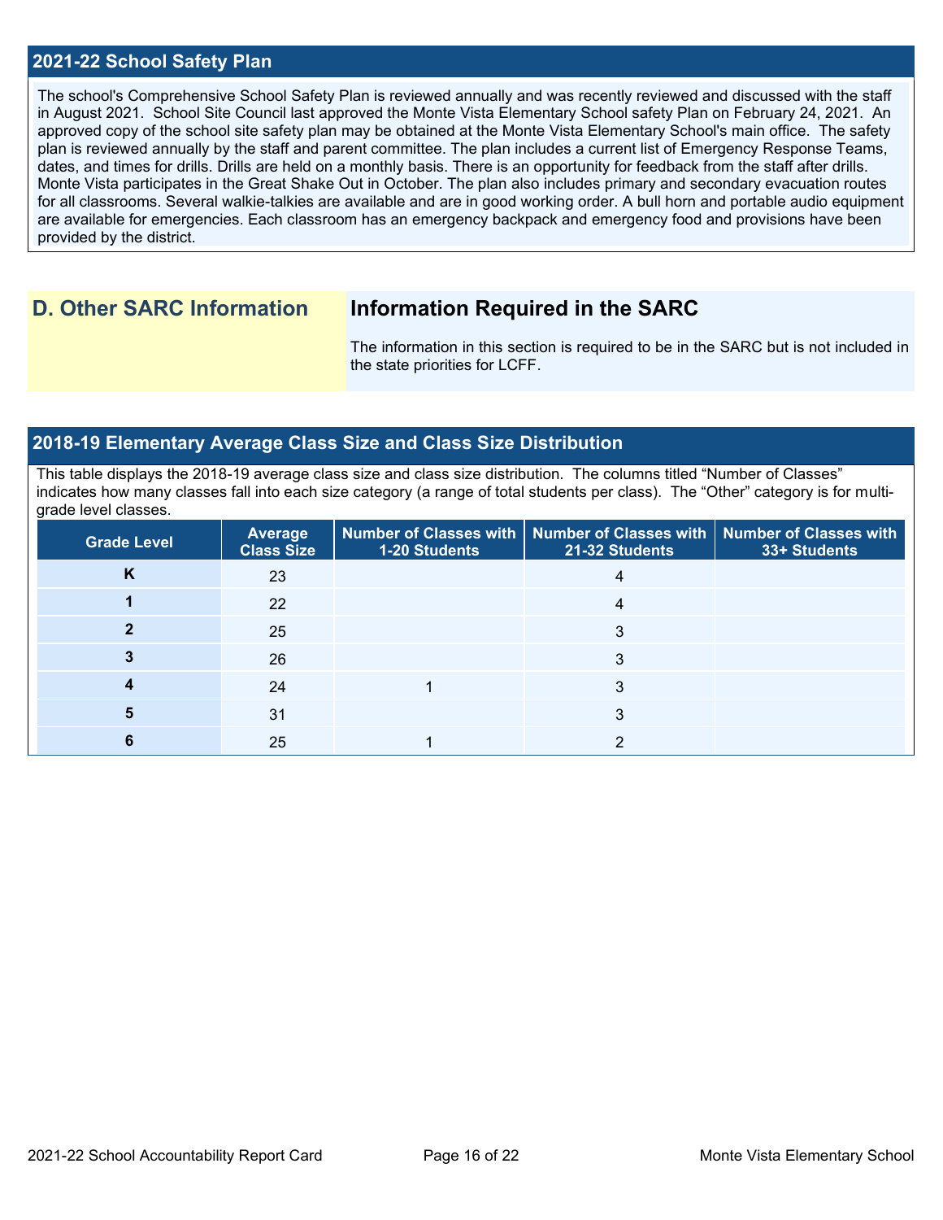## 2021-22 School Safety Plan

The school's Comprehensive School Safety Plan is reviewed annually and was recently reviewed and discussed with the staff in August 2021. School Site Council last approved the Monte Vista Elementary School safety Plan on February 24, 2021. An approved copy of the school site safety plan may be obtained at the Monte Vista Elementary School's main office. The safety plan is reviewed annually by the staff and parent committee. The plan includes a current list of Emergency Response Teams, dates, and times for drills. Drills are held on a monthly basis. There is an opportunity for feedback from the staff after drills. Monte Vista participates in the Great Shake Out in October. The plan also includes primary and secondary evacuation routes for all classrooms. Several walkie-talkies are available and are in good working order. A bull horn and portable audio equipment are available for emergencies. Each classroom has an emergency backpack and emergency food and provisions have been provided by the district.

# D. Other SARC Information

## Information Required in the SARC

The information in this section is required to be in the SARC but is not included in the state priorities for LCFF.

## 2018-19 Elementary Average Class Size and Class Size Distribution

This table displays the 2018-19 average class size and class size distribution. The columns titled "Number of Classes" indicates how many classes fall into each size category (a range of total students per class). The "Other" category is for multi-grade level classes.

| Grade Level | Average Class Size | Number of Classes with 1-20 Students | Number of Classes with 21-32 Students | Number of Classes with 33+ Students |
|---|---|---|---|---|
| K | 23 | | 4 | |
| 1 | 22 | | 4 | |
| 2 | 25 | | 3 | |
| 3 | 26 | | 3 | |
| 4 | 24 | 1 | 3 | |
| 5 | 31 | | 3 | |
| 6 | 25 | 1 | 2 | |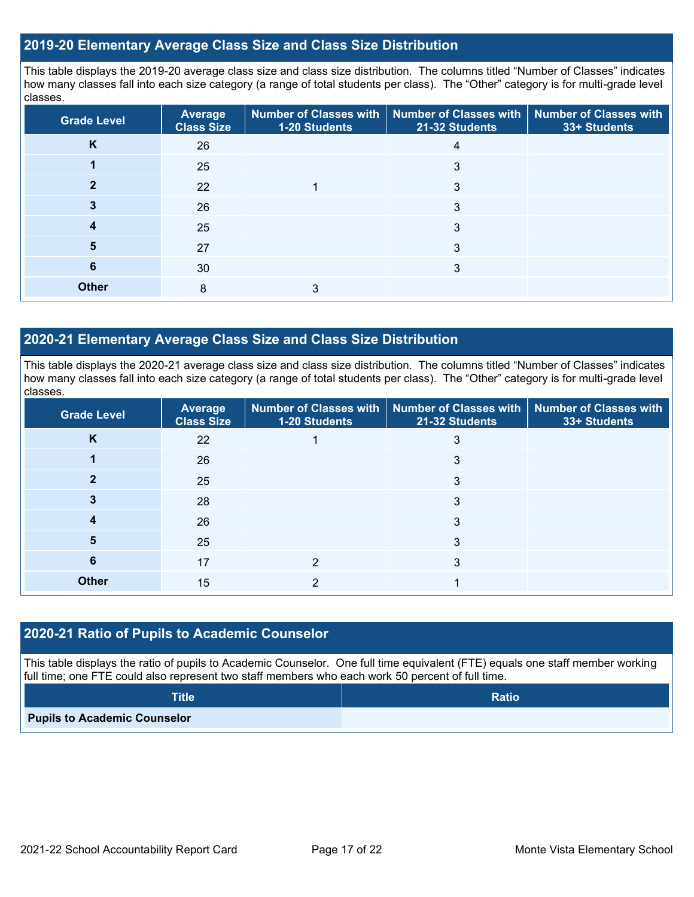## 2019-20 Elementary Average Class Size and Class Size Distribution

This table displays the 2019-20 average class size and class size distribution. The columns titled “Number of Classes” indicates how many classes fall into each size category (a range of total students per class). The “Other” category is for multi-grade level classes.

| Grade Level | Average Class Size | Number of Classes with 1-20 Students | Number of Classes with 21-32 Students | Number of Classes with 33+ Students |
|---|---|---|---|---|
| K | 26 | | 4 | |
| 1 | 25 | | 3 | |
| 2 | 22 | 1 | 3 | |
| 3 | 26 | | 3 | |
| 4 | 25 | | 3 | |
| 5 | 27 | | 3 | |
| 6 | 30 | | 3 | |
| Other | 8 | 3 | | |

## 2020-21 Elementary Average Class Size and Class Size Distribution

This table displays the 2020-21 average class size and class size distribution. The columns titled “Number of Classes” indicates how many classes fall into each size category (a range of total students per class). The “Other” category is for multi-grade level classes.

| Grade Level | Average Class Size | Number of Classes with 1-20 Students | Number of Classes with 21-32 Students | Number of Classes with 33+ Students |
|---|---|---|---|---|
| K | 22 | 1 | 3 | |
| 1 | 26 | | 3 | |
| 2 | 25 | | 3 | |
| 3 | 28 | | 3 | |
| 4 | 26 | | 3 | |
| 5 | 25 | | 3 | |
| 6 | 17 | 2 | 3 | |
| Other | 15 | 2 | 1 | |

## 2020-21 Ratio of Pupils to Academic Counselor

This table displays the ratio of pupils to Academic Counselor. One full time equivalent (FTE) equals one staff member working full time; one FTE could also represent two staff members who each work 50 percent of full time.

| Title | Ratio |
|---|---|
| Pupils to Academic Counselor | |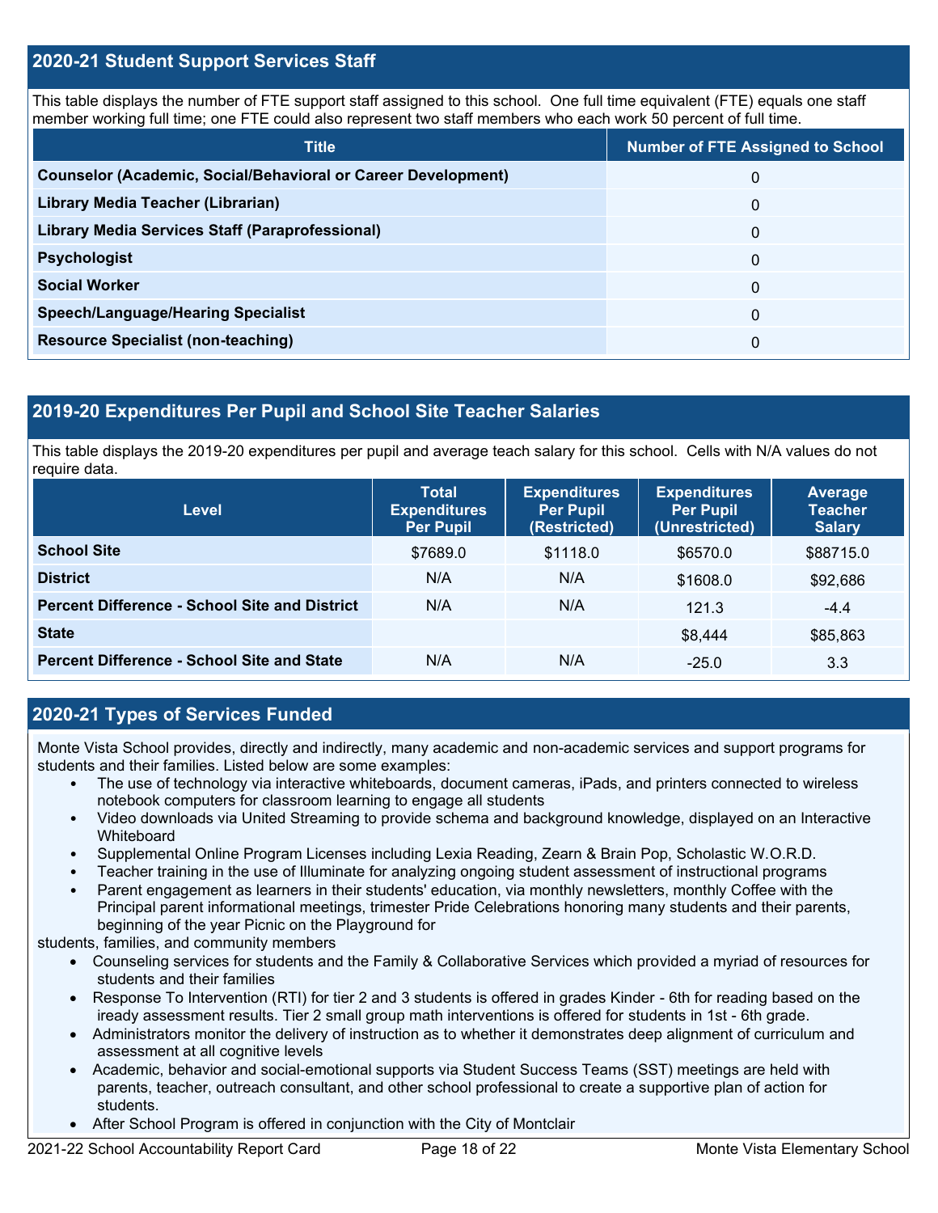## 2020-21 Student Support Services Staff

This table displays the number of FTE support staff assigned to this school. One full time equivalent (FTE) equals one staff member working full time; one FTE could also represent two staff members who each work 50 percent of full time.

| Title | Number of FTE Assigned to School |
| --- | --- |
| **Counselor (Academic, Social/Behavioral or Career Development)** | 0 |
| **Library Media Teacher (Librarian)** | 0 |
| **Library Media Services Staff (Paraprofessional)** | 0 |
| **Psychologist** | 0 |
| **Social Worker** | 0 |
| **Speech/Language/Hearing Specialist** | 0 |
| **Resource Specialist (non-teaching)** | 0 |

## 2019-20 Expenditures Per Pupil and School Site Teacher Salaries

This table displays the 2019-20 expenditures per pupil and average teach salary for this school. Cells with N/A values do not require data.

| Level | Total Expenditures Per Pupil | Expenditures Per Pupil (Restricted) | Expenditures Per Pupil (Unrestricted) | Average Teacher Salary |
| --- | --- | --- | --- | --- |
| **School Site** | $7689.0 | $1118.0 | $6570.0 | $88715.0 |
| **District** | N/A | N/A | $1608.0 | $92,686 |
| **Percent Difference - School Site and District** | N/A | N/A | 121.3 | -4.4 |
| **State** | | | $8,444 | $85,863 |
| **Percent Difference - School Site and State** | N/A | N/A | -25.0 | 3.3 |

## 2020-21 Types of Services Funded

Monte Vista School provides, directly and indirectly, many academic and non-academic services and support programs for students and their families. Listed below are some examples:

- The use of technology via interactive whiteboards, document cameras, iPads, and printers connected to wireless notebook computers for classroom learning to engage all students
- Video downloads via United Streaming to provide schema and background knowledge, displayed on an Interactive Whiteboard
- Supplemental Online Program Licenses including Lexia Reading, Zearn & Brain Pop, Scholastic W.O.R.D.
- Teacher training in the use of Illuminate for analyzing ongoing student assessment of instructional programs
- Parent engagement as learners in their students' education, via monthly newsletters, monthly Coffee with the Principal parent informational meetings, trimester Pride Celebrations honoring many students and their parents, beginning of the year Picnic on the Playground for

students, families, and community members

- Counseling services for students and the Family & Collaborative Services which provided a myriad of resources for students and their families
- Response To Intervention (RTI) for tier 2 and 3 students is offered in grades Kinder - 6th for reading based on the iready assessment results. Tier 2 small group math interventions is offered for students in 1st - 6th grade.
- Administrators monitor the delivery of instruction as to whether it demonstrates deep alignment of curriculum and assessment at all cognitive levels
- Academic, behavior and social-emotional supports via Student Success Teams (SST) meetings are held with parents, teacher, outreach consultant, and other school professional to create a supportive plan of action for students.
- After School Program is offered in conjunction with the City of Montclair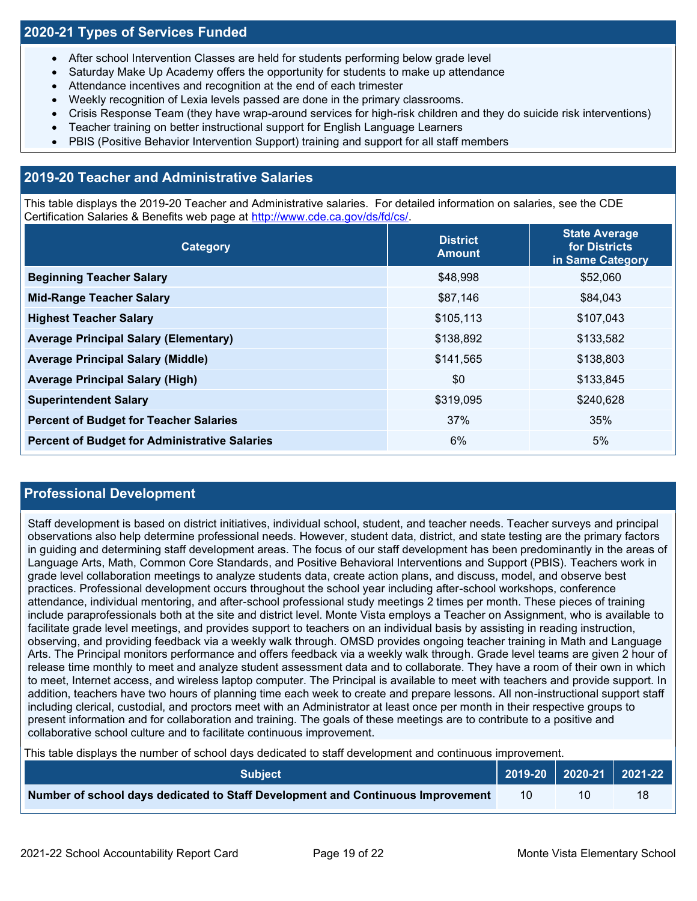## 2020-21 Types of Services Funded

- After school Intervention Classes are held for students performing below grade level
- Saturday Make Up Academy offers the opportunity for students to make up attendance
- Attendance incentives and recognition at the end of each trimester
- Weekly recognition of Lexia levels passed are done in the primary classrooms.
- Crisis Response Team (they have wrap-around services for high-risk children and they do suicide risk interventions)
- Teacher training on better instructional support for English Language Learners
- PBIS (Positive Behavior Intervention Support) training and support for all staff members

## 2019-20 Teacher and Administrative Salaries

This table displays the 2019-20 Teacher and Administrative salaries. For detailed information on salaries, see the CDE Certification Salaries & Benefits web page at http://www.cde.ca.gov/ds/fd/cs/.

| Category | District Amount | State Average for Districts in Same Category |
|---|---|---|
| **Beginning Teacher Salary** | $48,998 | $52,060 |
| **Mid-Range Teacher Salary** | $87,146 | $84,043 |
| **Highest Teacher Salary** | $105,113 | $107,043 |
| **Average Principal Salary (Elementary)** | $138,892 | $133,582 |
| **Average Principal Salary (Middle)** | $141,565 | $138,803 |
| **Average Principal Salary (High)** | $0 | $133,845 |
| **Superintendent Salary** | $319,095 | $240,628 |
| **Percent of Budget for Teacher Salaries** | 37% | 35% |
| **Percent of Budget for Administrative Salaries** | 6% | 5% |

## Professional Development

Staff development is based on district initiatives, individual school, student, and teacher needs. Teacher surveys and principal observations also help determine professional needs. However, student data, district, and state testing are the primary factors in guiding and determining staff development areas. The focus of our staff development has been predominantly in the areas of Language Arts, Math, Common Core Standards, and Positive Behavioral Interventions and Support (PBIS). Teachers work in grade level collaboration meetings to analyze students data, create action plans, and discuss, model, and observe best practices. Professional development occurs throughout the school year including after-school workshops, conference attendance, individual mentoring, and after-school professional study meetings 2 times per month. These pieces of training include paraprofessionals both at the site and district level. Monte Vista employs a Teacher on Assignment, who is available to facilitate grade level meetings, and provides support to teachers on an individual basis by assisting in reading instruction, observing, and providing feedback via a weekly walk through. OMSD provides ongoing teacher training in Math and Language Arts. The Principal monitors performance and offers feedback via a weekly walk through. Grade level teams are given 2 hour of release time monthly to meet and analyze student assessment data and to collaborate. They have a room of their own in which to meet, Internet access, and wireless laptop computer. The Principal is available to meet with teachers and provide support. In addition, teachers have two hours of planning time each week to create and prepare lessons. All non-instructional support staff including clerical, custodial, and proctors meet with an Administrator at least once per month in their respective groups to present information and for collaboration and training. The goals of these meetings are to contribute to a positive and collaborative school culture and to facilitate continuous improvement.

This table displays the number of school days dedicated to staff development and continuous improvement.

| Subject | 2019-20 | 2020-21 | 2021-22 |
|---|---|---|---|
| **Number of school days dedicated to Staff Development and Continuous Improvement** | 10 | 10 | 18 |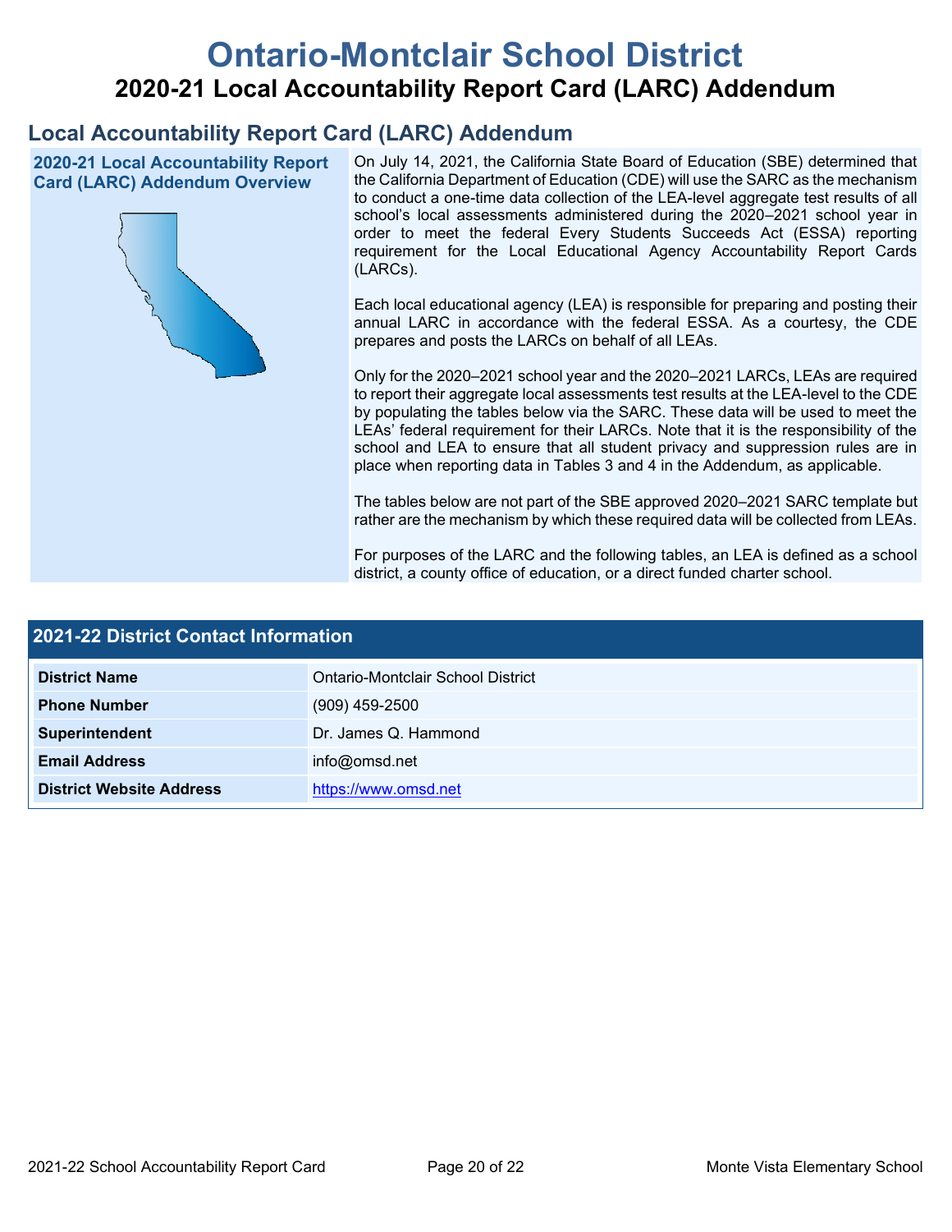# Ontario-Montclair School District

## 2020-21 Local Accountability Report Card (LARC) Addendum

## Local Accountability Report Card (LARC) Addendum

### 2020-21 Local Accountability Report Card (LARC) Addendum Overview

On July 14, 2021, the California State Board of Education (SBE) determined that the California Department of Education (CDE) will use the SARC as the mechanism to conduct a one-time data collection of the LEA-level aggregate test results of all school's local assessments administered during the 2020–2021 school year in order to meet the federal Every Students Succeeds Act (ESSA) reporting requirement for the Local Educational Agency Accountability Report Cards (LARCs).

Each local educational agency (LEA) is responsible for preparing and posting their annual LARC in accordance with the federal ESSA. As a courtesy, the CDE prepares and posts the LARCs on behalf of all LEAs.

Only for the 2020–2021 school year and the 2020–2021 LARCs, LEAs are required to report their aggregate local assessments test results at the LEA-level to the CDE by populating the tables below via the SARC. These data will be used to meet the LEAs' federal requirement for their LARCs. Note that it is the responsibility of the school and LEA to ensure that all student privacy and suppression rules are in place when reporting data in Tables 3 and 4 in the Addendum, as applicable.

The tables below are not part of the SBE approved 2020–2021 SARC template but rather are the mechanism by which these required data will be collected from LEAs.

For purposes of the LARC and the following tables, an LEA is defined as a school district, a county office of education, or a direct funded charter school.

### 2021-22 District Contact Information

| 2021-22 District Contact Information | |
|---|---|
| **District Name** | Ontario-Montclair School District |
| **Phone Number** | (909) 459-2500 |
| **Superintendent** | Dr. James Q. Hammond |
| **Email Address** | info@omsd.net |
| **District Website Address** | https://www.omsd.net |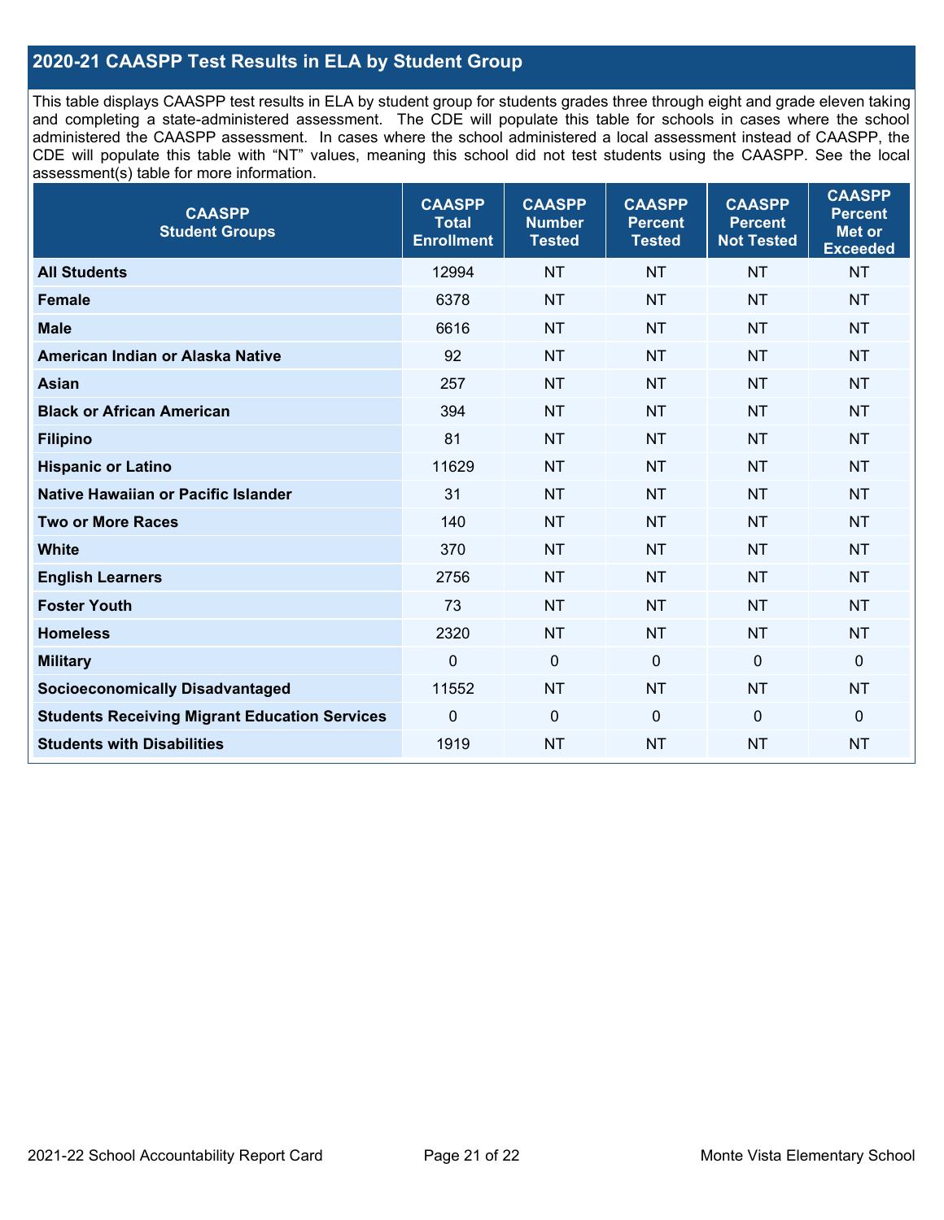## 2020-21 CAASPP Test Results in ELA by Student Group

This table displays CAASPP test results in ELA by student group for students grades three through eight and grade eleven taking and completing a state-administered assessment. The CDE will populate this table for schools in cases where the school administered the CAASPP assessment. In cases where the school administered a local assessment instead of CAASPP, the CDE will populate this table with "NT" values, meaning this school did not test students using the CAASPP. See the local assessment(s) table for more information.

| CAASPP Student Groups | CAASPP Total Enrollment | CAASPP Number Tested | CAASPP Percent Tested | CAASPP Percent Not Tested | CAASPP Percent Met or Exceeded |
|---|---|---|---|---|---|
| **All Students** | 12994 | NT | NT | NT | NT |
| **Female** | 6378 | NT | NT | NT | NT |
| **Male** | 6616 | NT | NT | NT | NT |
| **American Indian or Alaska Native** | 92 | NT | NT | NT | NT |
| **Asian** | 257 | NT | NT | NT | NT |
| **Black or African American** | 394 | NT | NT | NT | NT |
| **Filipino** | 81 | NT | NT | NT | NT |
| **Hispanic or Latino** | 11629 | NT | NT | NT | NT |
| **Native Hawaiian or Pacific Islander** | 31 | NT | NT | NT | NT |
| **Two or More Races** | 140 | NT | NT | NT | NT |
| **White** | 370 | NT | NT | NT | NT |
| **English Learners** | 2756 | NT | NT | NT | NT |
| **Foster Youth** | 73 | NT | NT | NT | NT |
| **Homeless** | 2320 | NT | NT | NT | NT |
| **Military** | 0 | 0 | 0 | 0 | 0 |
| **Socioeconomically Disadvantaged** | 11552 | NT | NT | NT | NT |
| **Students Receiving Migrant Education Services** | 0 | 0 | 0 | 0 | 0 |
| **Students with Disabilities** | 1919 | NT | NT | NT | NT |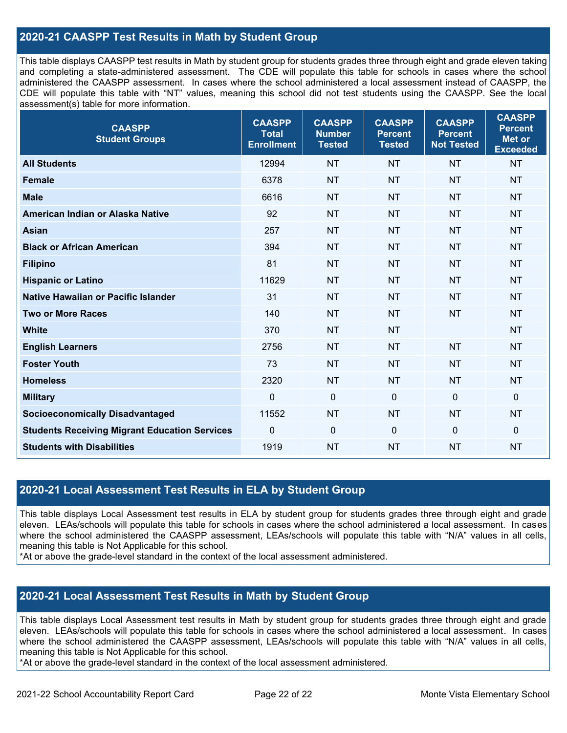## 2020-21 CAASPP Test Results in Math by Student Group

This table displays CAASPP test results in Math by student group for students grades three through eight and grade eleven taking and completing a state-administered assessment. The CDE will populate this table for schools in cases where the school administered the CAASPP assessment. In cases where the school administered a local assessment instead of CAASPP, the CDE will populate this table with "NT" values, meaning this school did not test students using the CAASPP. See the local assessment(s) table for more information.

| CAASPP Student Groups | CAASPP Total Enrollment | CAASPP Number Tested | CAASPP Percent Tested | CAASPP Percent Not Tested | CAASPP Percent Met or Exceeded |
|---|---|---|---|---|---|
| **All Students** | 12994 | NT | NT | NT | NT |
| **Female** | 6378 | NT | NT | NT | NT |
| **Male** | 6616 | NT | NT | NT | NT |
| **American Indian or Alaska Native** | 92 | NT | NT | NT | NT |
| **Asian** | 257 | NT | NT | NT | NT |
| **Black or African American** | 394 | NT | NT | NT | NT |
| **Filipino** | 81 | NT | NT | NT | NT |
| **Hispanic or Latino** | 11629 | NT | NT | NT | NT |
| **Native Hawaiian or Pacific Islander** | 31 | NT | NT | NT | NT |
| **Two or More Races** | 140 | NT | NT | NT | NT |
| **White** | 370 | NT | NT | | NT |
| **English Learners** | 2756 | NT | NT | NT | NT |
| **Foster Youth** | 73 | NT | NT | NT | NT |
| **Homeless** | 2320 | NT | NT | NT | NT |
| **Military** | 0 | 0 | 0 | 0 | 0 |
| **Socioeconomically Disadvantaged** | 11552 | NT | NT | NT | NT |
| **Students Receiving Migrant Education Services** | 0 | 0 | 0 | 0 | 0 |
| **Students with Disabilities** | 1919 | NT | NT | NT | NT |

## 2020-21 Local Assessment Test Results in ELA by Student Group

This table displays Local Assessment test results in ELA by student group for students grades three through eight and grade eleven. LEAs/schools will populate this table for schools in cases where the school administered a local assessment. In cases where the school administered the CAASPP assessment, LEAs/schools will populate this table with "N/A" values in all cells, meaning this table is Not Applicable for this school.
*At or above the grade-level standard in the context of the local assessment administered.

## 2020-21 Local Assessment Test Results in Math by Student Group

This table displays Local Assessment test results in Math by student group for students grades three through eight and grade eleven. LEAs/schools will populate this table for schools in cases where the school administered a local assessment. In cases where the school administered the CAASPP assessment, LEAs/schools will populate this table with "N/A" values in all cells, meaning this table is Not Applicable for this school.
*At or above the grade-level standard in the context of the local assessment administered.